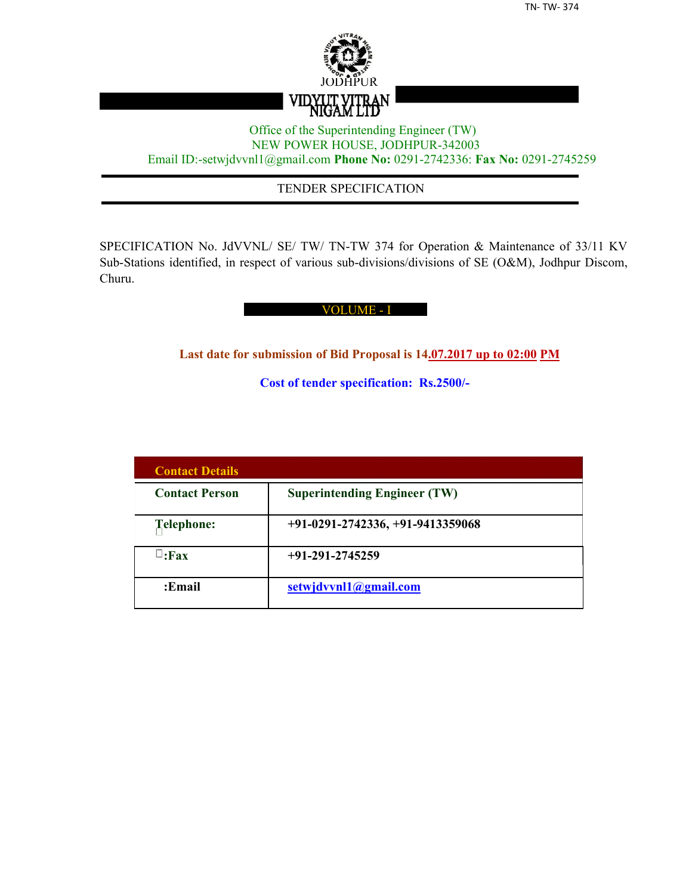JODHPUR

VIDYUT VITRAN NIGAM LTD

Office of the Superintending Engineer (TW)
NEW POWER HOUSE, JODHPUR-342003
Email ID:-setwjdvvnl1@gmail.com **Phone No:** 0291-2742336: **Fax No:** 0291-2745259

# TENDER SPECIFICATION

SPECIFICATION No. JdVVNL/ SE/ TW/ TN-TW 374 for Operation & Maintenance of 33/11 KV Sub-Stations identified, in respect of various sub-divisions/divisions of SE (O&M), Jodhpur Discom, Churu.

## VOLUME - I

**Last date for submission of Bid Proposal is 14.07.2017 up to 02:00 PM**

**Cost of tender specification: Rs.2500/-**

| **Contact Details** | |
|---|---|
| **Contact Person** | **Superintending Engineer (TW)** |
| **Telephone:** | **+91-0291-2742336, +91-9413359068** |
| **:Fax** | **+91-291-2745259** |
| **:Email** | **setwjdvvnl1@gmail.com** |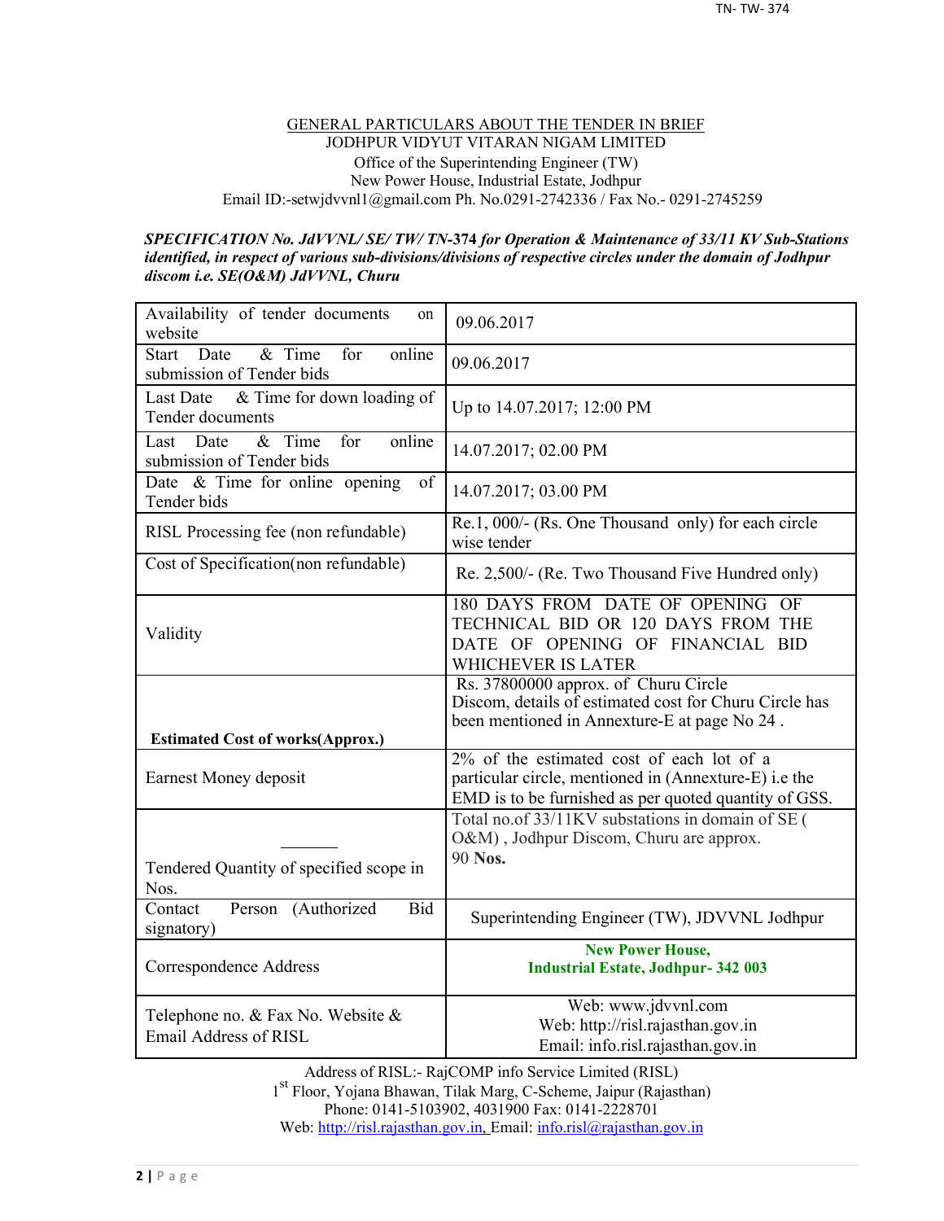GENERAL PARTICULARS ABOUT THE TENDER IN BRIEF

JODHPUR VIDYUT VITARAN NIGAM LIMITED

Office of the Superintending Engineer (TW)

New Power House, Industrial Estate, Jodhpur

Email ID:-setwjdvvnl1@gmail.com Ph. No.0291-2742336 / Fax No.- 0291-2745259

***SPECIFICATION No. JdVVNL/ SE/ TW/ TN-374 for Operation & Maintenance of 33/11 KV Sub-Stations identified, in respect of various sub-divisions/divisions of respective circles under the domain of Jodhpur discom i.e. SE(O&M) JdVVNL, Churu***

| | |
|---|---|
| Availability of tender documents on website | 09.06.2017 |
| Start Date & Time for online submission of Tender bids | 09.06.2017 |
| Last Date & Time for down loading of Tender documents | Up to 14.07.2017; 12:00 PM |
| Last Date & Time for online submission of Tender bids | 14.07.2017; 02.00 PM |
| Date & Time for online opening of Tender bids | 14.07.2017; 03.00 PM |
| RISL Processing fee (non refundable) | Re.1, 000/- (Rs. One Thousand only) for each circle wise tender |
| Cost of Specification(non refundable) | Re. 2,500/- (Re. Two Thousand Five Hundred only) |
| Validity | 180 DAYS FROM DATE OF OPENING OF TECHNICAL BID OR 120 DAYS FROM THE DATE OF OPENING OF FINANCIAL BID WHICHEVER IS LATER |
| **Estimated Cost of works(Approx.)** | Rs. 37800000 approx. of Churu Circle Discom, details of estimated cost for Churu Circle has been mentioned in Annexure-E at page No 24 . |
| Earnest Money deposit | 2% of the estimated cost of each lot of a particular circle, mentioned in (Annexure-E) i.e the EMD is to be furnished as per quoted quantity of GSS. |
| Tendered Quantity of specified scope in Nos. | Total no.of 33/11KV substations in domain of SE ( O&M) , Jodhpur Discom, Churu are approx. 90 **Nos.** |
| Contact Person (Authorized Bid signatory) | Superintending Engineer (TW), JDVVNL Jodhpur |
| Correspondence Address | **New Power House, Industrial Estate, Jodhpur- 342 003** |
| Telephone no. & Fax No. Website & Email Address of RISL | Web: www.jdvvnl.com<br>Web: http://risl.rajasthan.gov.in<br>Email: info.risl.rajasthan.gov.in |

Address of RISL:- RajCOMP info Service Limited (RISL)

1st Floor, Yojana Bhawan, Tilak Marg, C-Scheme, Jaipur (Rajasthan)

Phone: 0141-5103902, 4031900 Fax: 0141-2228701

Web: http://risl.rajasthan.gov.in, Email: info.risl@rajasthan.gov.in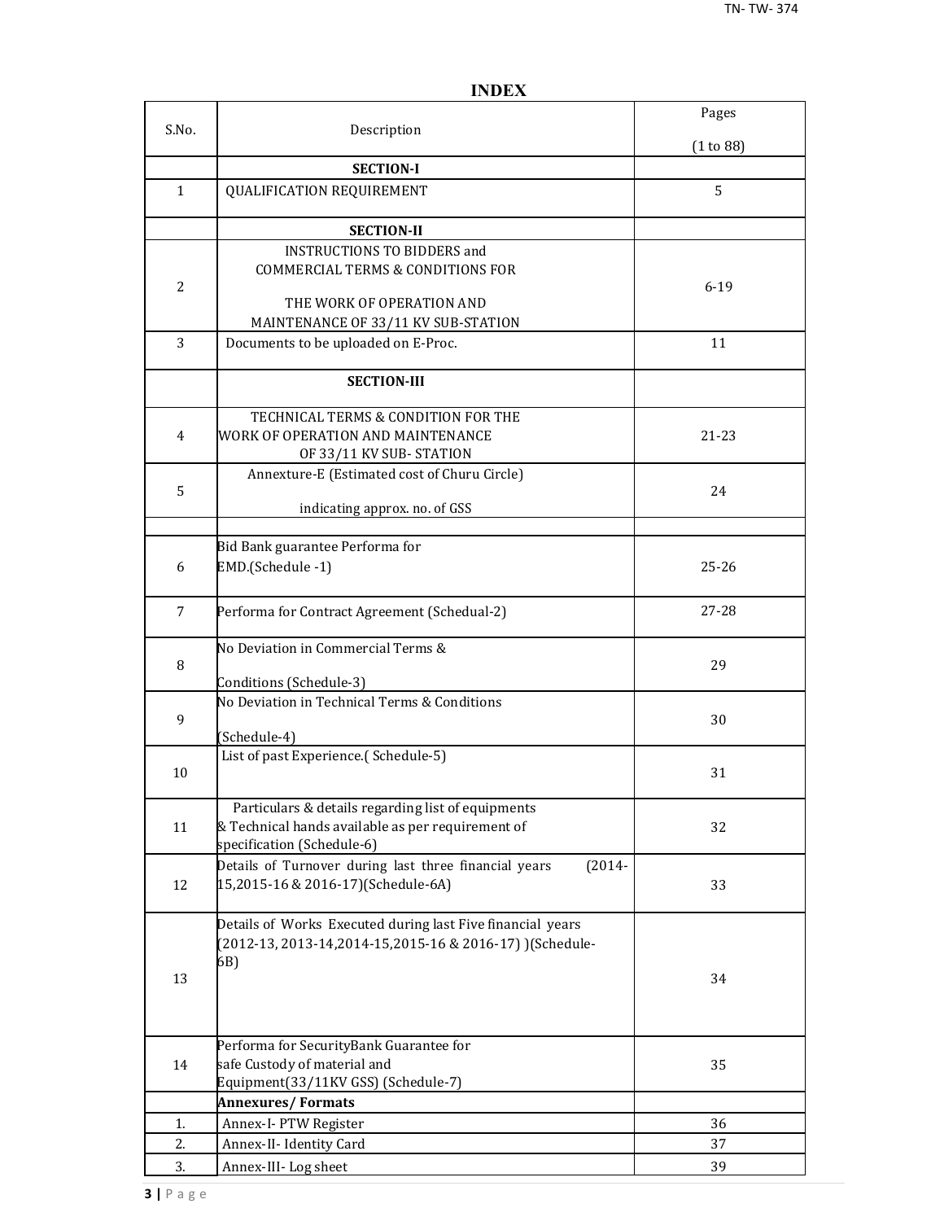# INDEX

| S.No. | Description | Pages (1 to 88) |
|---|---|---|
| | **SECTION-I** | |
| 1 | QUALIFICATION REQUIREMENT | 5 |
| | **SECTION-II** | |
| 2 | INSTRUCTIONS TO BIDDERS and COMMERCIAL TERMS & CONDITIONS FOR THE WORK OF OPERATION AND MAINTENANCE OF 33/11 KV SUB-STATION | 6-19 |
| 3 | Documents to be uploaded on E-Proc. | 11 |
| | **SECTION-III** | |
| 4 | TECHNICAL TERMS & CONDITION FOR THE WORK OF OPERATION AND MAINTENANCE OF 33/11 KV SUB- STATION | 21-23 |
| 5 | Annexture-E (Estimated cost of Churu Circle) indicating approx. no. of GSS | 24 |
| | | |
| 6 | Bid Bank guarantee Performa for EMD.(Schedule -1) | 25-26 |
| 7 | Performa for Contract Agreement (Schedual-2) | 27-28 |
| 8 | No Deviation in Commercial Terms & Conditions (Schedule-3) | 29 |
| 9 | No Deviation in Technical Terms & Conditions (Schedule-4) | 30 |
| 10 | List of past Experience.( Schedule-5) | 31 |
| 11 | Particulars & details regarding list of equipments & Technical hands available as per requirement of specification (Schedule-6) | 32 |
| 12 | Details of Turnover during last three financial years (2014-15,2015-16 & 2016-17)(Schedule-6A) | 33 |
| 13 | Details of Works Executed during last Five financial years (2012-13, 2013-14,2014-15,2015-16 & 2016-17) )(Schedule-6B) | 34 |
| 14 | Performa for SecurityBank Guarantee for safe Custody of material and Equipment(33/11KV GSS) (Schedule-7) | 35 |
| | **Annexures/ Formats** | |
| 1. | Annex-I- PTW Register | 36 |
| 2. | Annex-II- Identity Card | 37 |
| 3. | Annex-III- Log sheet | 39 |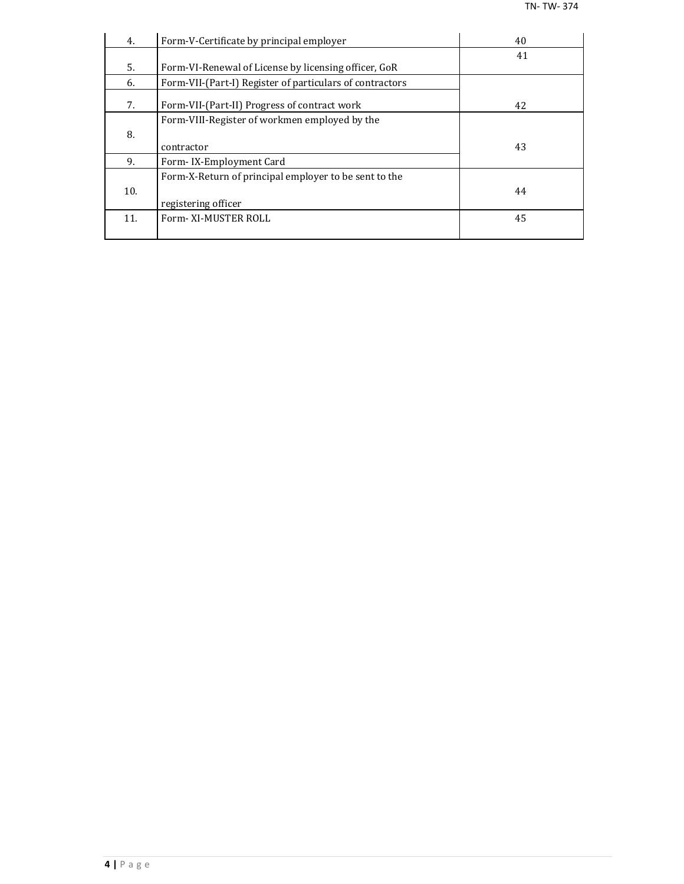| 4. | Form-V-Certificate by principal employer | 40 |
|---|---|---|
| 5. | Form-VI-Renewal of License by licensing officer, GoR | 41 |
| 6. | Form-VII-(Part-I) Register of particulars of contractors | |
| 7. | Form-VII-(Part-II) Progress of contract work | 42 |
| 8. | Form-VIII-Register of workmen employed by the contractor | |
| 9. | Form- IX-Employment Card | 43 |
| 10. | Form-X-Return of principal employer to be sent to the registering officer | 44 |
| 11. | Form- XI-MUSTER ROLL | 45 |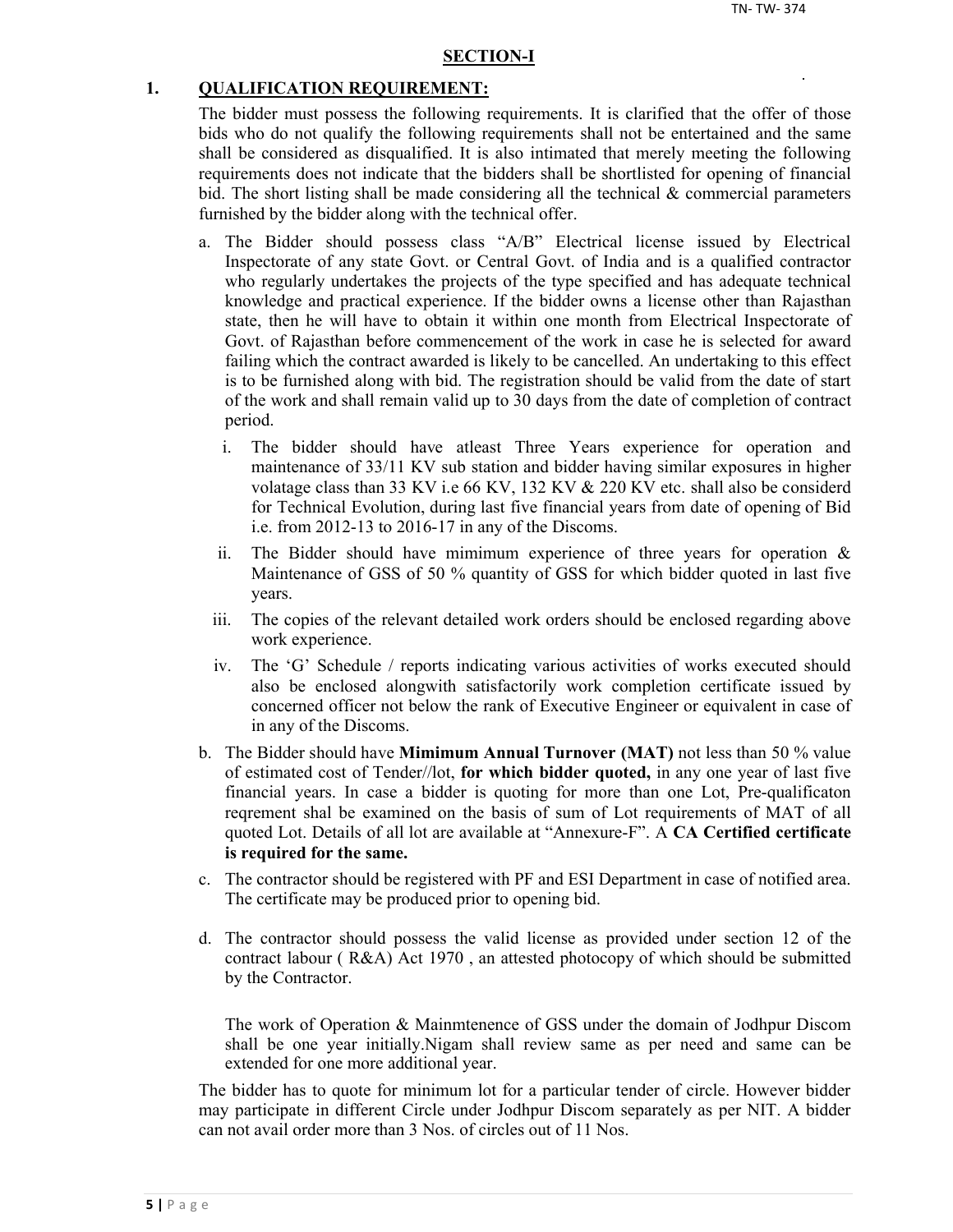## SECTION-I

1. **QUALIFICATION REQUIREMENT:**

The bidder must possess the following requirements. It is clarified that the offer of those bids who do not qualify the following requirements shall not be entertained and the same shall be considered as disqualified. It is also intimated that merely meeting the following requirements does not indicate that the bidders shall be shortlisted for opening of financial bid. The short listing shall be made considering all the technical & commercial parameters furnished by the bidder along with the technical offer.

a. The Bidder should possess class "A/B" Electrical license issued by Electrical Inspectorate of any state Govt. or Central Govt. of India and is a qualified contractor who regularly undertakes the projects of the type specified and has adequate technical knowledge and practical experience. If the bidder owns a license other than Rajasthan state, then he will have to obtain it within one month from Electrical Inspectorate of Govt. of Rajasthan before commencement of the work in case he is selected for award failing which the contract awarded is likely to be cancelled. An undertaking to this effect is to be furnished along with bid. The registration should be valid from the date of start of the work and shall remain valid up to 30 days from the date of completion of contract period.

   i. The bidder should have atleast Three Years experience for operation and maintenance of 33/11 KV sub station and bidder having similar exposures in higher volatage class than 33 KV i.e 66 KV, 132 KV & 220 KV etc. shall also be considerd for Technical Evolution, during last five financial years from date of opening of Bid i.e. from 2012-13 to 2016-17 in any of the Discoms.

   ii. The Bidder should have mimimum experience of three years for operation & Maintenance of GSS of 50 % quantity of GSS for which bidder quoted in last five years.

   iii. The copies of the relevant detailed work orders should be enclosed regarding above work experience.

   iv. The 'G' Schedule / reports indicating various activities of works executed should also be enclosed alongwith satisfactorily work completion certificate issued by concerned officer not below the rank of Executive Engineer or equivalent in case of in any of the Discoms.

b. The Bidder should have **Mimimum Annual Turnover (MAT)** not less than 50 % value of estimated cost of Tender//lot, **for which bidder quoted,** in any one year of last five financial years. In case a bidder is quoting for more than one Lot, Pre-qualificaton reqrement shal be examined on the basis of sum of Lot requirements of MAT of all quoted Lot. Details of all lot are available at "Annexure-F". A **CA Certified certificate is required for the same.**

c. The contractor should be registered with PF and ESI Department in case of notified area. The certificate may be produced prior to opening bid.

d. The contractor should possess the valid license as provided under section 12 of the contract labour ( R&A) Act 1970 , an attested photocopy of which should be submitted by the Contractor.

   The work of Operation & Mainmtenence of GSS under the domain of Jodhpur Discom shall be one year initially.Nigam shall review same as per need and same can be extended for one more additional year.

The bidder has to quote for minimum lot for a particular tender of circle. However bidder may participate in different Circle under Jodhpur Discom separately as per NIT. A bidder can not avail order more than 3 Nos. of circles out of 11 Nos.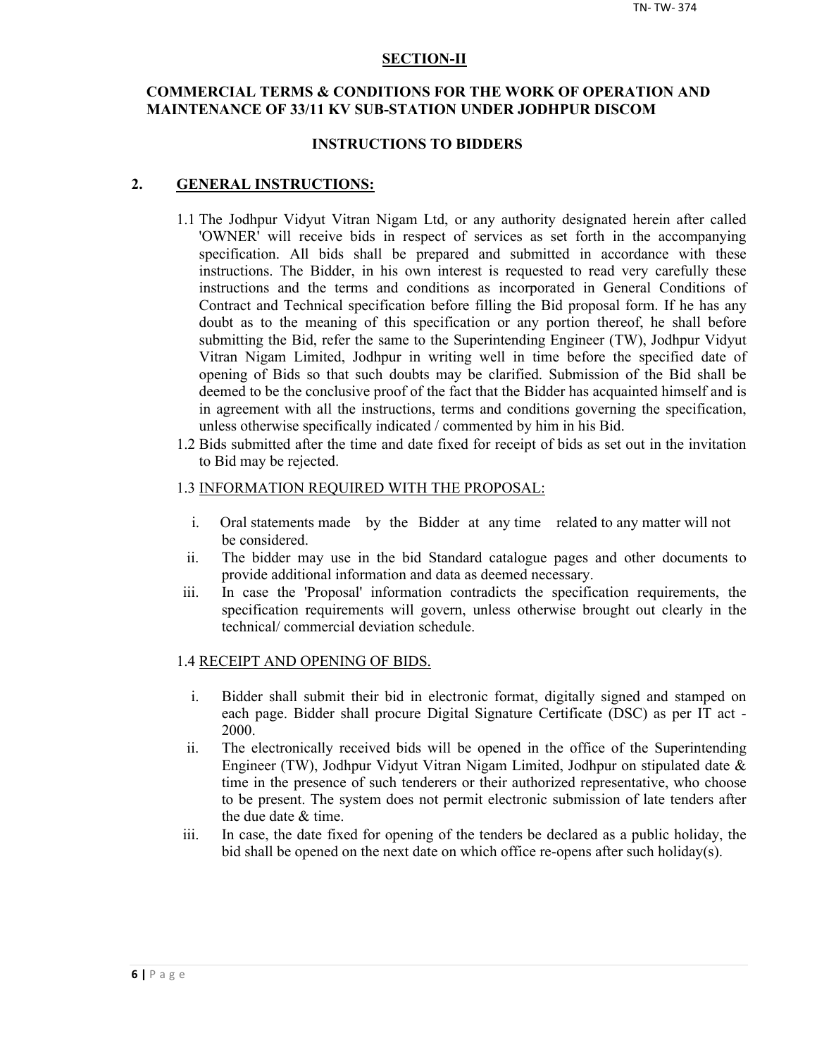## SECTION-II

### COMMERCIAL TERMS & CONDITIONS FOR THE WORK OF OPERATION AND MAINTENANCE OF 33/11 KV SUB-STATION UNDER JODHPUR DISCOM

### INSTRUCTIONS TO BIDDERS

**2. GENERAL INSTRUCTIONS:**

1.1 The Jodhpur Vidyut Vitran Nigam Ltd, or any authority designated herein after called 'OWNER' will receive bids in respect of services as set forth in the accompanying specification. All bids shall be prepared and submitted in accordance with these instructions. The Bidder, in his own interest is requested to read very carefully these instructions and the terms and conditions as incorporated in General Conditions of Contract and Technical specification before filling the Bid proposal form. If he has any doubt as to the meaning of this specification or any portion thereof, he shall before submitting the Bid, refer the same to the Superintending Engineer (TW), Jodhpur Vidyut Vitran Nigam Limited, Jodhpur in writing well in time before the specified date of opening of Bids so that such doubts may be clarified. Submission of the Bid shall be deemed to be the conclusive proof of the fact that the Bidder has acquainted himself and is in agreement with all the instructions, terms and conditions governing the specification, unless otherwise specifically indicated / commented by him in his Bid.

1.2 Bids submitted after the time and date fixed for receipt of bids as set out in the invitation to Bid may be rejected.

1.3 INFORMATION REQUIRED WITH THE PROPOSAL:

i. Oral statements made by the Bidder at any time related to any matter will not be considered.

ii. The bidder may use in the bid Standard catalogue pages and other documents to provide additional information and data as deemed necessary.

iii. In case the 'Proposal' information contradicts the specification requirements, the specification requirements will govern, unless otherwise brought out clearly in the technical/ commercial deviation schedule.

1.4 RECEIPT AND OPENING OF BIDS.

i. Bidder shall submit their bid in electronic format, digitally signed and stamped on each page. Bidder shall procure Digital Signature Certificate (DSC) as per IT act - 2000.

ii. The electronically received bids will be opened in the office of the Superintending Engineer (TW), Jodhpur Vidyut Vitran Nigam Limited, Jodhpur on stipulated date & time in the presence of such tenderers or their authorized representative, who choose to be present. The system does not permit electronic submission of late tenders after the due date & time.

iii. In case, the date fixed for opening of the tenders be declared as a public holiday, the bid shall be opened on the next date on which office re-opens after such holiday(s).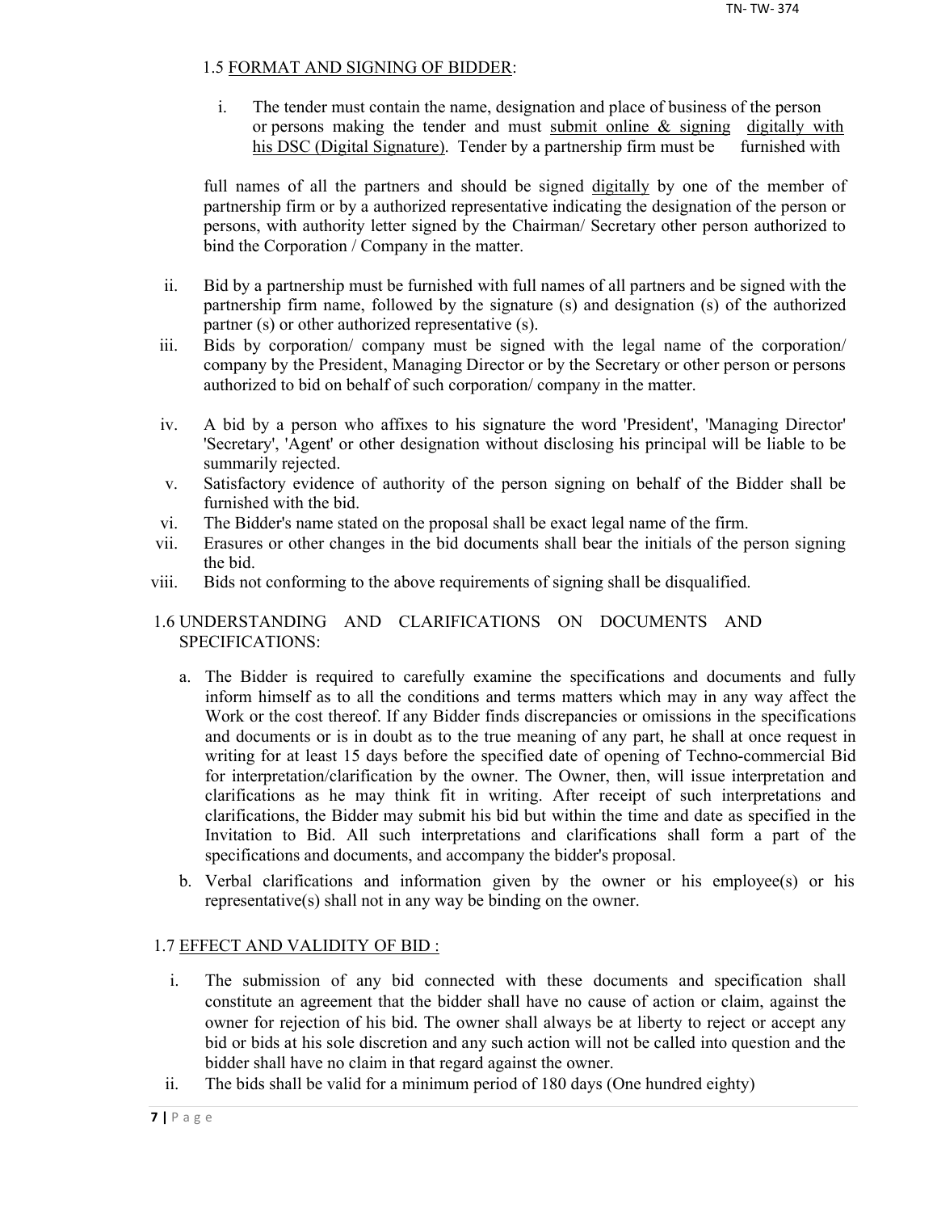### 1.5 FORMAT AND SIGNING OF BIDDER:

i. The tender must contain the name, designation and place of business of the person or persons making the tender and must submit online & signing digitally with his DSC (Digital Signature). Tender by a partnership firm must be furnished with full names of all the partners and should be signed digitally by one of the member of partnership firm or by a authorized representative indicating the designation of the person or persons, with authority letter signed by the Chairman/ Secretary other person authorized to bind the Corporation / Company in the matter.

ii. Bid by a partnership must be furnished with full names of all partners and be signed with the partnership firm name, followed by the signature (s) and designation (s) of the authorized partner (s) or other authorized representative (s).

iii. Bids by corporation/ company must be signed with the legal name of the corporation/ company by the President, Managing Director or by the Secretary or other person or persons authorized to bid on behalf of such corporation/ company in the matter.

iv. A bid by a person who affixes to his signature the word 'President', 'Managing Director' 'Secretary', 'Agent' or other designation without disclosing his principal will be liable to be summarily rejected.

v. Satisfactory evidence of authority of the person signing on behalf of the Bidder shall be furnished with the bid.

vi. The Bidder's name stated on the proposal shall be exact legal name of the firm.

vii. Erasures or other changes in the bid documents shall bear the initials of the person signing the bid.

viii. Bids not conforming to the above requirements of signing shall be disqualified.

### 1.6 UNDERSTANDING AND CLARIFICATIONS ON DOCUMENTS AND SPECIFICATIONS:

a. The Bidder is required to carefully examine the specifications and documents and fully inform himself as to all the conditions and terms matters which may in any way affect the Work or the cost thereof. If any Bidder finds discrepancies or omissions in the specifications and documents or is in doubt as to the true meaning of any part, he shall at once request in writing for at least 15 days before the specified date of opening of Techno-commercial Bid for interpretation/clarification by the owner. The Owner, then, will issue interpretation and clarifications as he may think fit in writing. After receipt of such interpretations and clarifications, the Bidder may submit his bid but within the time and date as specified in the Invitation to Bid. All such interpretations and clarifications shall form a part of the specifications and documents, and accompany the bidder's proposal.

b. Verbal clarifications and information given by the owner or his employee(s) or his representative(s) shall not in any way be binding on the owner.

### 1.7 EFFECT AND VALIDITY OF BID :

i. The submission of any bid connected with these documents and specification shall constitute an agreement that the bidder shall have no cause of action or claim, against the owner for rejection of his bid. The owner shall always be at liberty to reject or accept any bid or bids at his sole discretion and any such action will not be called into question and the bidder shall have no claim in that regard against the owner.

ii. The bids shall be valid for a minimum period of 180 days (One hundred eighty)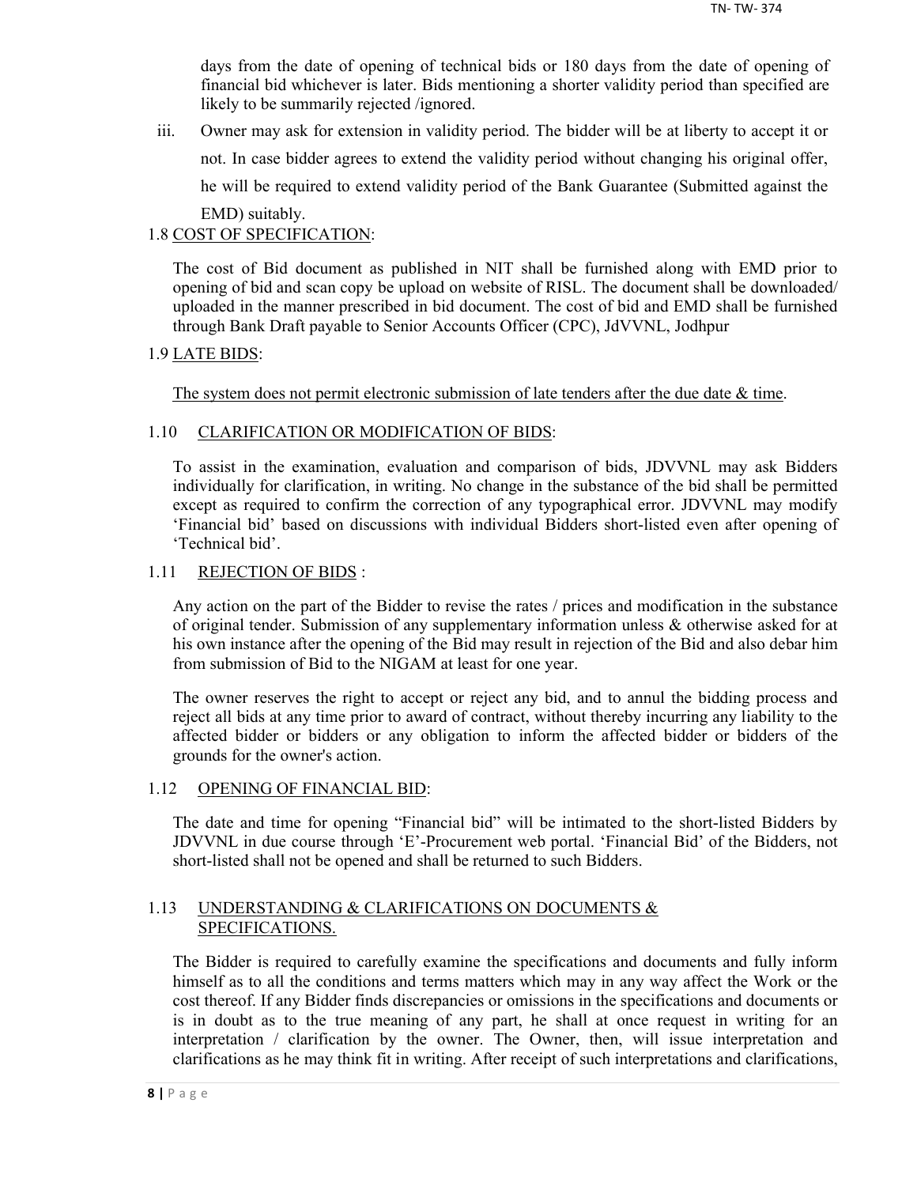days from the date of opening of technical bids or 180 days from the date of opening of financial bid whichever is later. Bids mentioning a shorter validity period than specified are likely to be summarily rejected /ignored.

iii. Owner may ask for extension in validity period. The bidder will be at liberty to accept it or not. In case bidder agrees to extend the validity period without changing his original offer, he will be required to extend validity period of the Bank Guarantee (Submitted against the EMD) suitably.

1.8 COST OF SPECIFICATION:

The cost of Bid document as published in NIT shall be furnished along with EMD prior to opening of bid and scan copy be upload on website of RISL. The document shall be downloaded/ uploaded in the manner prescribed in bid document. The cost of bid and EMD shall be furnished through Bank Draft payable to Senior Accounts Officer (CPC), JdVVNL, Jodhpur

1.9 LATE BIDS:

The system does not permit electronic submission of late tenders after the due date & time.

1.10 CLARIFICATION OR MODIFICATION OF BIDS:

To assist in the examination, evaluation and comparison of bids, JDVVNL may ask Bidders individually for clarification, in writing. No change in the substance of the bid shall be permitted except as required to confirm the correction of any typographical error. JDVVNL may modify 'Financial bid' based on discussions with individual Bidders short-listed even after opening of 'Technical bid'.

1.11 REJECTION OF BIDS :

Any action on the part of the Bidder to revise the rates / prices and modification in the substance of original tender. Submission of any supplementary information unless & otherwise asked for at his own instance after the opening of the Bid may result in rejection of the Bid and also debar him from submission of Bid to the NIGAM at least for one year.

The owner reserves the right to accept or reject any bid, and to annul the bidding process and reject all bids at any time prior to award of contract, without thereby incurring any liability to the affected bidder or bidders or any obligation to inform the affected bidder or bidders of the grounds for the owner's action.

1.12 OPENING OF FINANCIAL BID:

The date and time for opening "Financial bid" will be intimated to the short-listed Bidders by JDVVNL in due course through 'E'-Procurement web portal. 'Financial Bid' of the Bidders, not short-listed shall not be opened and shall be returned to such Bidders.

1.13 UNDERSTANDING & CLARIFICATIONS ON DOCUMENTS & SPECIFICATIONS.

The Bidder is required to carefully examine the specifications and documents and fully inform himself as to all the conditions and terms matters which may in any way affect the Work or the cost thereof. If any Bidder finds discrepancies or omissions in the specifications and documents or is in doubt as to the true meaning of any part, he shall at once request in writing for an interpretation / clarification by the owner. The Owner, then, will issue interpretation and clarifications as he may think fit in writing. After receipt of such interpretations and clarifications,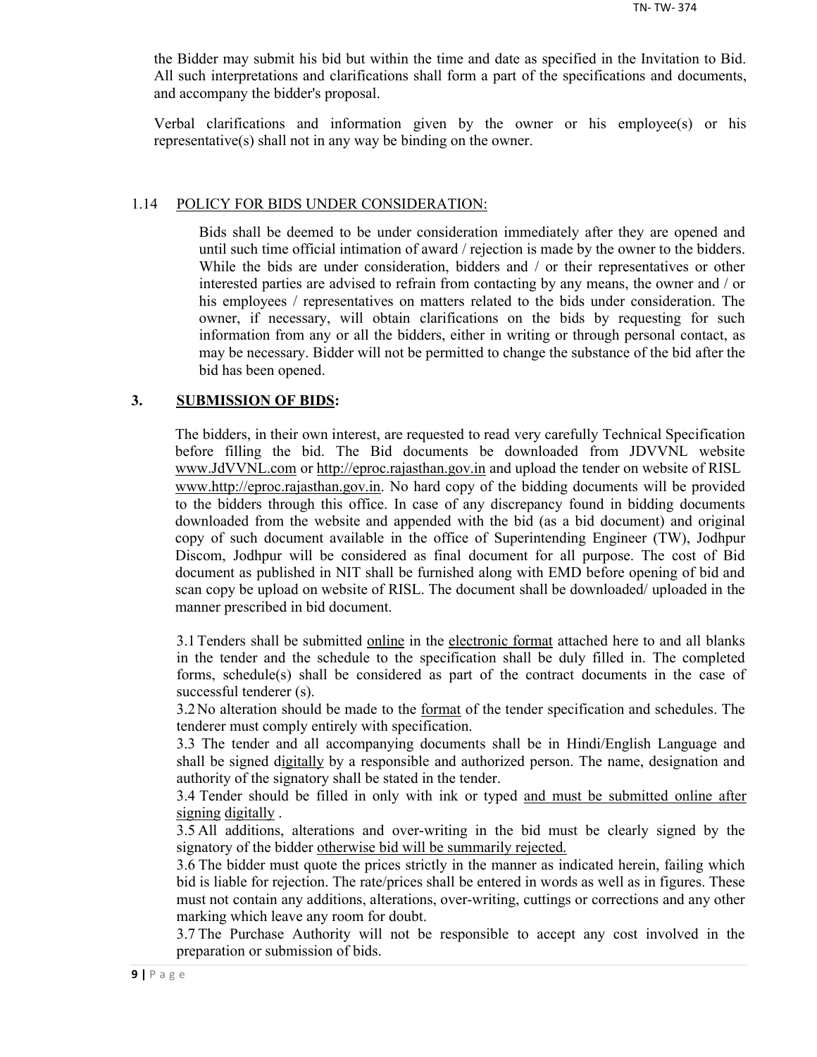the Bidder may submit his bid but within the time and date as specified in the Invitation to Bid. All such interpretations and clarifications shall form a part of the specifications and documents, and accompany the bidder's proposal.

Verbal clarifications and information given by the owner or his employee(s) or his representative(s) shall not in any way be binding on the owner.

## 1.14 POLICY FOR BIDS UNDER CONSIDERATION:

Bids shall be deemed to be under consideration immediately after they are opened and until such time official intimation of award / rejection is made by the owner to the bidders. While the bids are under consideration, bidders and / or their representatives or other interested parties are advised to refrain from contacting by any means, the owner and / or his employees / representatives on matters related to the bids under consideration. The owner, if necessary, will obtain clarifications on the bids by requesting for such information from any or all the bidders, either in writing or through personal contact, as may be necessary. Bidder will not be permitted to change the substance of the bid after the bid has been opened.

## 3. SUBMISSION OF BIDS:

The bidders, in their own interest, are requested to read very carefully Technical Specification before filling the bid. The Bid documents be downloaded from JDVVNL website www.JdVVNL.com or http://eproc.rajasthan.gov.in and upload the tender on website of RISL www.http://eproc.rajasthan.gov.in. No hard copy of the bidding documents will be provided to the bidders through this office. In case of any discrepancy found in bidding documents downloaded from the website and appended with the bid (as a bid document) and original copy of such document available in the office of Superintending Engineer (TW), Jodhpur Discom, Jodhpur will be considered as final document for all purpose. The cost of Bid document as published in NIT shall be furnished along with EMD before opening of bid and scan copy be upload on website of RISL. The document shall be downloaded/ uploaded in the manner prescribed in bid document.

3.1 Tenders shall be submitted online in the electronic format attached here to and all blanks in the tender and the schedule to the specification shall be duly filled in. The completed forms, schedule(s) shall be considered as part of the contract documents in the case of successful tenderer (s).

3.2 No alteration should be made to the format of the tender specification and schedules. The tenderer must comply entirely with specification.

3.3 The tender and all accompanying documents shall be in Hindi/English Language and shall be signed digitally by a responsible and authorized person. The name, designation and authority of the signatory shall be stated in the tender.

3.4 Tender should be filled in only with ink or typed and must be submitted online after signing digitally .

3.5 All additions, alterations and over-writing in the bid must be clearly signed by the signatory of the bidder otherwise bid will be summarily rejected.

3.6 The bidder must quote the prices strictly in the manner as indicated herein, failing which bid is liable for rejection. The rate/prices shall be entered in words as well as in figures. These must not contain any additions, alterations, over-writing, cuttings or corrections and any other marking which leave any room for doubt.

3.7 The Purchase Authority will not be responsible to accept any cost involved in the preparation or submission of bids.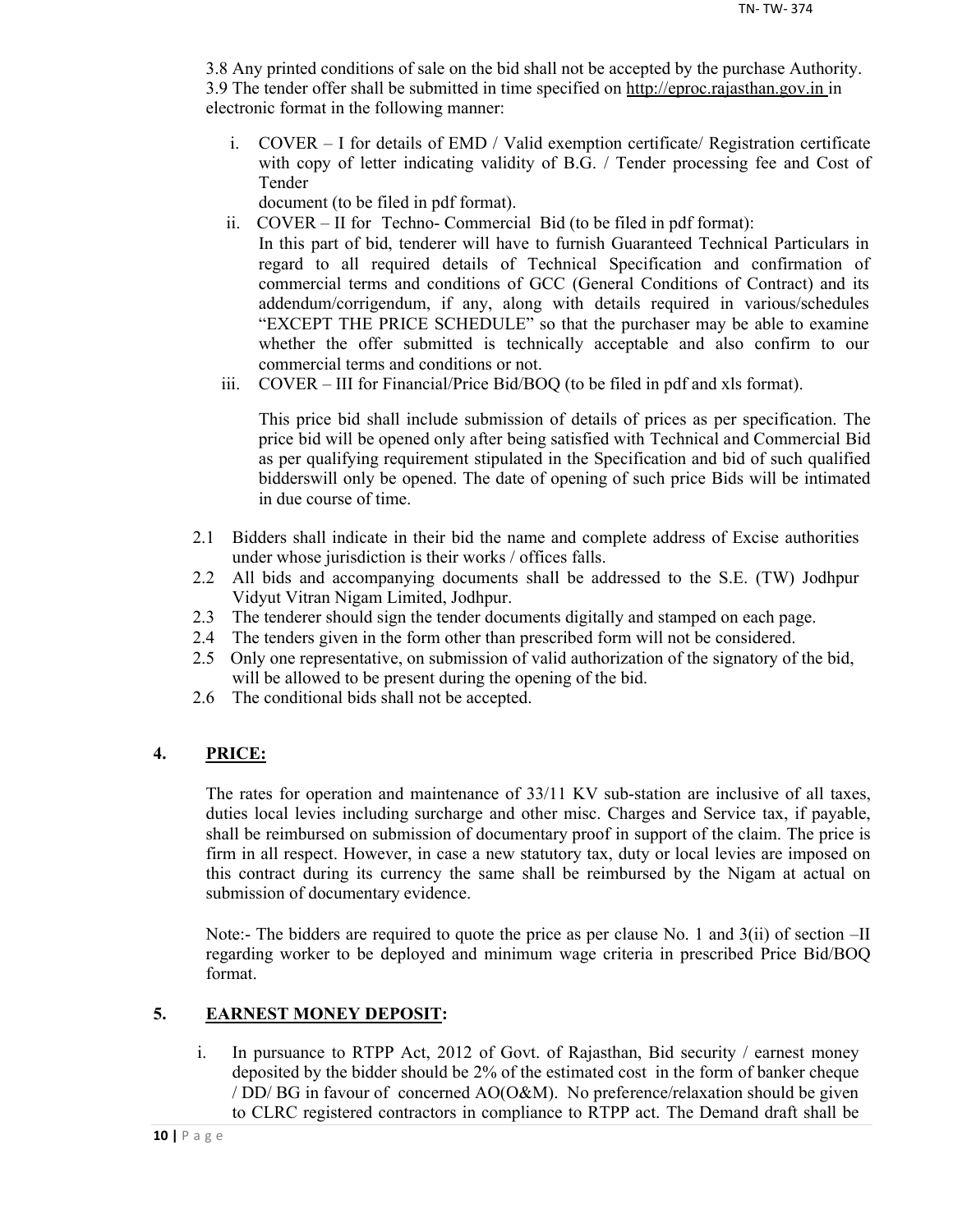3.8 Any printed conditions of sale on the bid shall not be accepted by the purchase Authority.
3.9 The tender offer shall be submitted in time specified on http://eproc.rajasthan.gov.in in electronic format in the following manner:

i. COVER – I for details of EMD / Valid exemption certificate/ Registration certificate with copy of letter indicating validity of B.G. / Tender processing fee and Cost of Tender
document (to be filed in pdf format).

ii. COVER – II for Techno- Commercial Bid (to be filed in pdf format):
In this part of bid, tenderer will have to furnish Guaranteed Technical Particulars in regard to all required details of Technical Specification and confirmation of commercial terms and conditions of GCC (General Conditions of Contract) and its addendum/corrigendum, if any, along with details required in various/schedules "EXCEPT THE PRICE SCHEDULE" so that the purchaser may be able to examine whether the offer submitted is technically acceptable and also confirm to our commercial terms and conditions or not.

iii. COVER – III for Financial/Price Bid/BOQ (to be filed in pdf and xls format).

This price bid shall include submission of details of prices as per specification. The price bid will be opened only after being satisfied with Technical and Commercial Bid as per qualifying requirement stipulated in the Specification and bid of such qualified bidderswill only be opened. The date of opening of such price Bids will be intimated in due course of time.

2.1 Bidders shall indicate in their bid the name and complete address of Excise authorities under whose jurisdiction is their works / offices falls.
2.2 All bids and accompanying documents shall be addressed to the S.E. (TW) Jodhpur Vidyut Vitran Nigam Limited, Jodhpur.
2.3 The tenderer should sign the tender documents digitally and stamped on each page.
2.4 The tenders given in the form other than prescribed form will not be considered.
2.5 Only one representative, on submission of valid authorization of the signatory of the bid, will be allowed to be present during the opening of the bid.
2.6 The conditional bids shall not be accepted.

## 4. PRICE:

The rates for operation and maintenance of 33/11 KV sub-station are inclusive of all taxes, duties local levies including surcharge and other misc. Charges and Service tax, if payable, shall be reimbursed on submission of documentary proof in support of the claim. The price is firm in all respect. However, in case a new statutory tax, duty or local levies are imposed on this contract during its currency the same shall be reimbursed by the Nigam at actual on submission of documentary evidence.

Note:- The bidders are required to quote the price as per clause No. 1 and 3(ii) of section –II regarding worker to be deployed and minimum wage criteria in prescribed Price Bid/BOQ format.

## 5. EARNEST MONEY DEPOSIT:

i. In pursuance to RTPP Act, 2012 of Govt. of Rajasthan, Bid security / earnest money deposited by the bidder should be 2% of the estimated cost in the form of banker cheque / DD/ BG in favour of concerned AO(O&M). No preference/relaxation should be given to CLRC registered contractors in compliance to RTPP act. The Demand draft shall be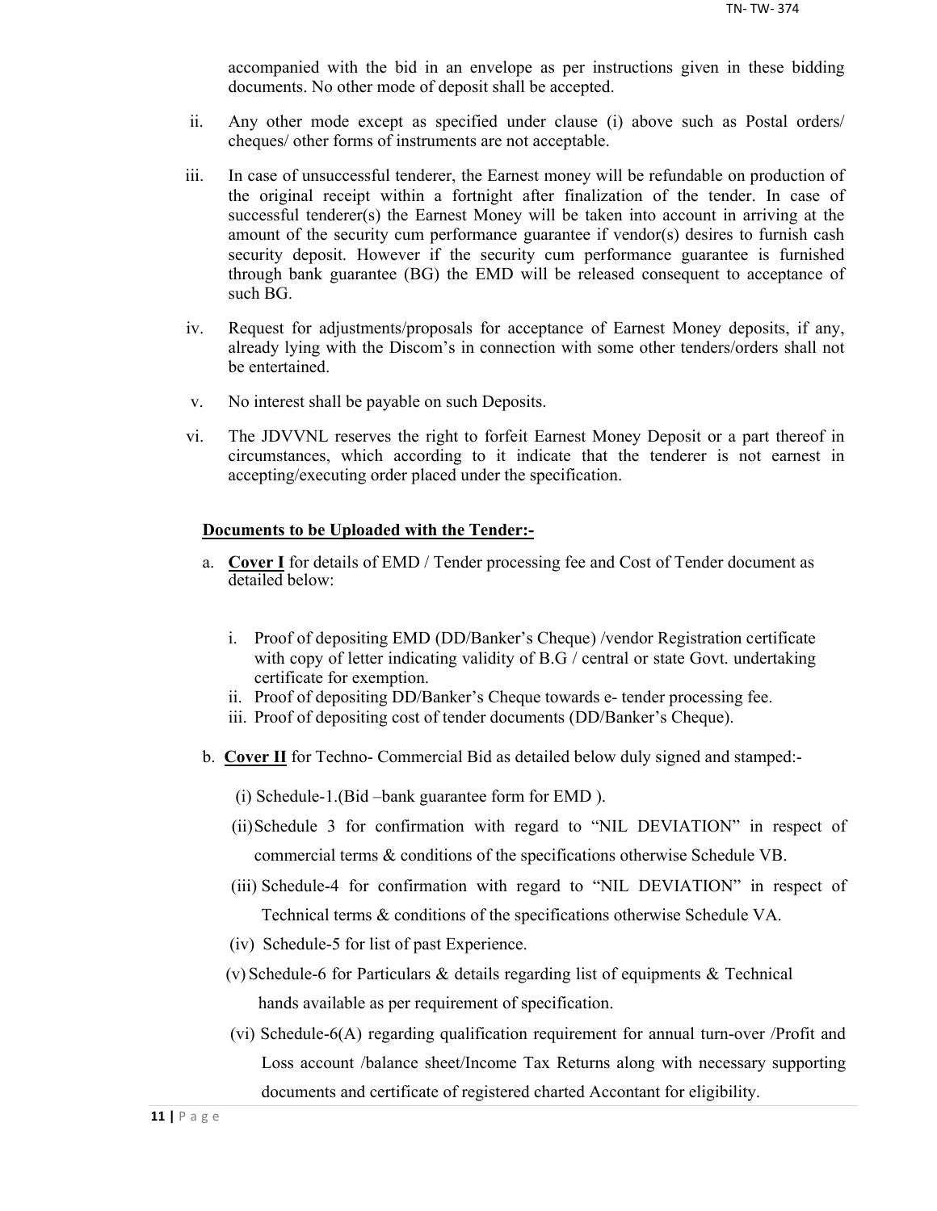accompanied with the bid in an envelope as per instructions given in these bidding documents. No other mode of deposit shall be accepted.

ii. Any other mode except as specified under clause (i) above such as Postal orders/ cheques/ other forms of instruments are not acceptable.

iii. In case of unsuccessful tenderer, the Earnest money will be refundable on production of the original receipt within a fortnight after finalization of the tender. In case of successful tenderer(s) the Earnest Money will be taken into account in arriving at the amount of the security cum performance guarantee if vendor(s) desires to furnish cash security deposit. However if the security cum performance guarantee is furnished through bank guarantee (BG) the EMD will be released consequent to acceptance of such BG.

iv. Request for adjustments/proposals for acceptance of Earnest Money deposits, if any, already lying with the Discom's in connection with some other tenders/orders shall not be entertained.

v. No interest shall be payable on such Deposits.

vi. The JDVVNL reserves the right to forfeit Earnest Money Deposit or a part thereof in circumstances, which according to it indicate that the tenderer is not earnest in accepting/executing order placed under the specification.

**Documents to be Uploaded with the Tender:-**

a. **Cover I** for details of EMD / Tender processing fee and Cost of Tender document as detailed below:

   i. Proof of depositing EMD (DD/Banker's Cheque) /vendor Registration certificate with copy of letter indicating validity of B.G / central or state Govt. undertaking certificate for exemption.
   ii. Proof of depositing DD/Banker's Cheque towards e- tender processing fee.
   iii. Proof of depositing cost of tender documents (DD/Banker's Cheque).

b. **Cover II** for Techno- Commercial Bid as detailed below duly signed and stamped:-

   (i) Schedule-1.(Bid –bank guarantee form for EMD ).

   (ii) Schedule 3 for confirmation with regard to "NIL DEVIATION" in respect of commercial terms & conditions of the specifications otherwise Schedule VB.

   (iii) Schedule-4 for confirmation with regard to "NIL DEVIATION" in respect of Technical terms & conditions of the specifications otherwise Schedule VA.

   (iv) Schedule-5 for list of past Experience.

   (v) Schedule-6 for Particulars & details regarding list of equipments & Technical hands available as per requirement of specification.

   (vi) Schedule-6(A) regarding qualification requirement for annual turn-over /Profit and Loss account /balance sheet/Income Tax Returns along with necessary supporting documents and certificate of registered charted Accontant for eligibility.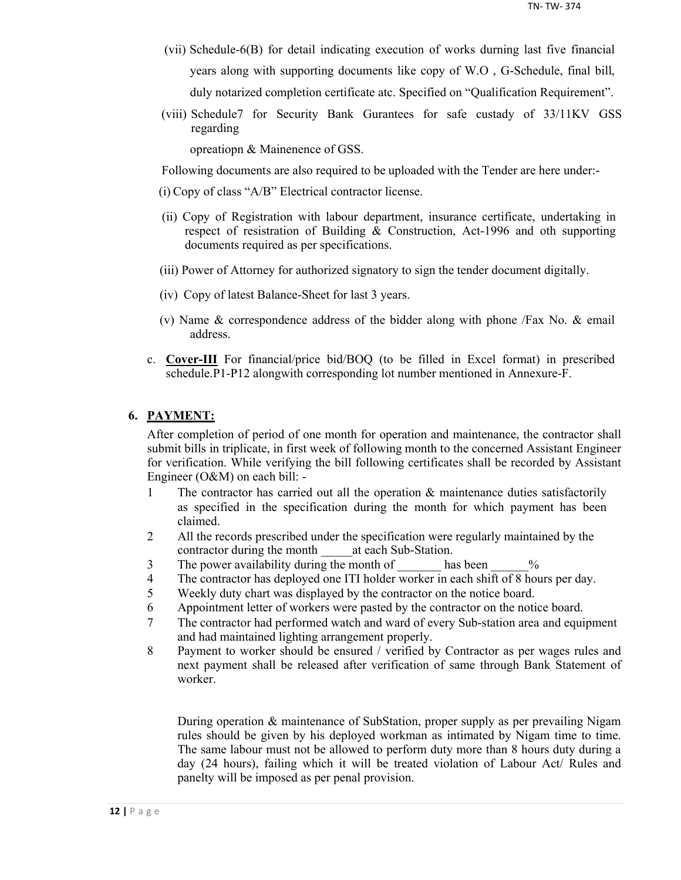(vii) Schedule-6(B) for detail indicating execution of works durning last five financial years along with supporting documents like copy of W.O , G-Schedule, final bill, duly notarized completion certificate atc. Specified on "Qualification Requirement".

(viii) Schedule7 for Security Bank Gurantees for safe custady of 33/11KV GSS regarding opreatiopn & Mainenence of GSS.

Following documents are also required to be uploaded with the Tender are here under:-

(i) Copy of class "A/B" Electrical contractor license.

(ii) Copy of Registration with labour department, insurance certificate, undertaking in respect of resistration of Building & Construction, Act-1996 and oth supporting documents required as per specifications.

(iii) Power of Attorney for authorized signatory to sign the tender document digitally.

(iv) Copy of latest Balance-Sheet for last 3 years.

(v) Name & correspondence address of the bidder along with phone /Fax No. & email address.

c. **Cover-III** For financial/price bid/BOQ (to be filled in Excel format) in prescribed schedule.P1-P12 alongwith corresponding lot number mentioned in Annexure-F.

## 6. PAYMENT:

After completion of period of one month for operation and maintenance, the contractor shall submit bills in triplicate, in first week of following month to the concerned Assistant Engineer for verification. While verifying the bill following certificates shall be recorded by Assistant Engineer (O&M) on each bill: -

1. The contractor has carried out all the operation & maintenance duties satisfactorily as specified in the specification during the month for which payment has been claimed.
2. All the records prescribed under the specification were regularly maintained by the contractor during the month _____at each Sub-Station.
3. The power availability during the month of _______ has been ______%
4. The contractor has deployed one ITI holder worker in each shift of 8 hours per day.
5. Weekly duty chart was displayed by the contractor on the notice board.
6. Appointment letter of workers were pasted by the contractor on the notice board.
7. The contractor had performed watch and ward of every Sub-station area and equipment and had maintained lighting arrangement properly.
8. Payment to worker should be ensured / verified by Contractor as per wages rules and next payment shall be released after verification of same through Bank Statement of worker.

During operation & maintenance of SubStation, proper supply as per prevailing Nigam rules should be given by his deployed workman as intimated by Nigam time to time. The same labour must not be allowed to perform duty more than 8 hours duty during a day (24 hours), failing which it will be treated violation of Labour Act/ Rules and panelty will be imposed as per penal provision.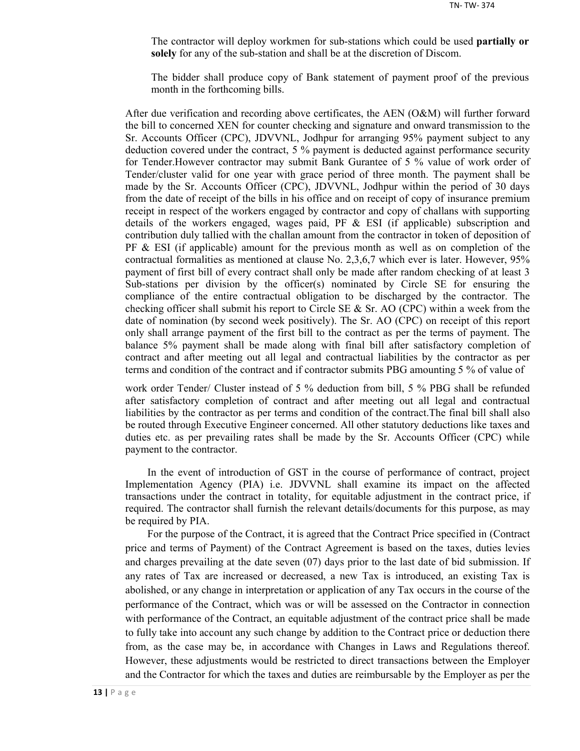The contractor will deploy workmen for sub-stations which could be used **partially or solely** for any of the sub-station and shall be at the discretion of Discom.

The bidder shall produce copy of Bank statement of payment proof of the previous month in the forthcoming bills.

After due verification and recording above certificates, the AEN (O&M) will further forward the bill to concerned XEN for counter checking and signature and onward transmission to the Sr. Accounts Officer (CPC), JDVVNL, Jodhpur for arranging 95% payment subject to any deduction covered under the contract, 5 % payment is deducted against performance security for Tender.However contractor may submit Bank Gurantee of 5 % value of work order of Tender/cluster valid for one year with grace period of three month. The payment shall be made by the Sr. Accounts Officer (CPC), JDVVNL, Jodhpur within the period of 30 days from the date of receipt of the bills in his office and on receipt of copy of insurance premium receipt in respect of the workers engaged by contractor and copy of challans with supporting details of the workers engaged, wages paid, PF & ESI (if applicable) subscription and contribution duly tallied with the challan amount from the contractor in token of deposition of PF & ESI (if applicable) amount for the previous month as well as on completion of the contractual formalities as mentioned at clause No. 2,3,6,7 which ever is later. However, 95% payment of first bill of every contract shall only be made after random checking of at least 3 Sub-stations per division by the officer(s) nominated by Circle SE for ensuring the compliance of the entire contractual obligation to be discharged by the contractor. The checking officer shall submit his report to Circle SE & Sr. AO (CPC) within a week from the date of nomination (by second week positively). The Sr. AO (CPC) on receipt of this report only shall arrange payment of the first bill to the contract as per the terms of payment. The balance 5% payment shall be made along with final bill after satisfactory completion of contract and after meeting out all legal and contractual liabilities by the contractor as per terms and condition of the contract and if contractor submits PBG amounting 5 % of value of work order Tender/ Cluster instead of 5 % deduction from bill, 5 % PBG shall be refunded after satisfactory completion of contract and after meeting out all legal and contractual liabilities by the contractor as per terms and condition of the contract.The final bill shall also be routed through Executive Engineer concerned. All other statutory deductions like taxes and duties etc. as per prevailing rates shall be made by the Sr. Accounts Officer (CPC) while payment to the contractor.

In the event of introduction of GST in the course of performance of contract, project Implementation Agency (PIA) i.e. JDVVNL shall examine its impact on the affected transactions under the contract in totality, for equitable adjustment in the contract price, if required. The contractor shall furnish the relevant details/documents for this purpose, as may be required by PIA.

For the purpose of the Contract, it is agreed that the Contract Price specified in (Contract price and terms of Payment) of the Contract Agreement is based on the taxes, duties levies and charges prevailing at the date seven (07) days prior to the last date of bid submission. If any rates of Tax are increased or decreased, a new Tax is introduced, an existing Tax is abolished, or any change in interpretation or application of any Tax occurs in the course of the performance of the Contract, which was or will be assessed on the Contractor in connection with performance of the Contract, an equitable adjustment of the contract price shall be made to fully take into account any such change by addition to the Contract price or deduction there from, as the case may be, in accordance with Changes in Laws and Regulations thereof. However, these adjustments would be restricted to direct transactions between the Employer and the Contractor for which the taxes and duties are reimbursable by the Employer as per the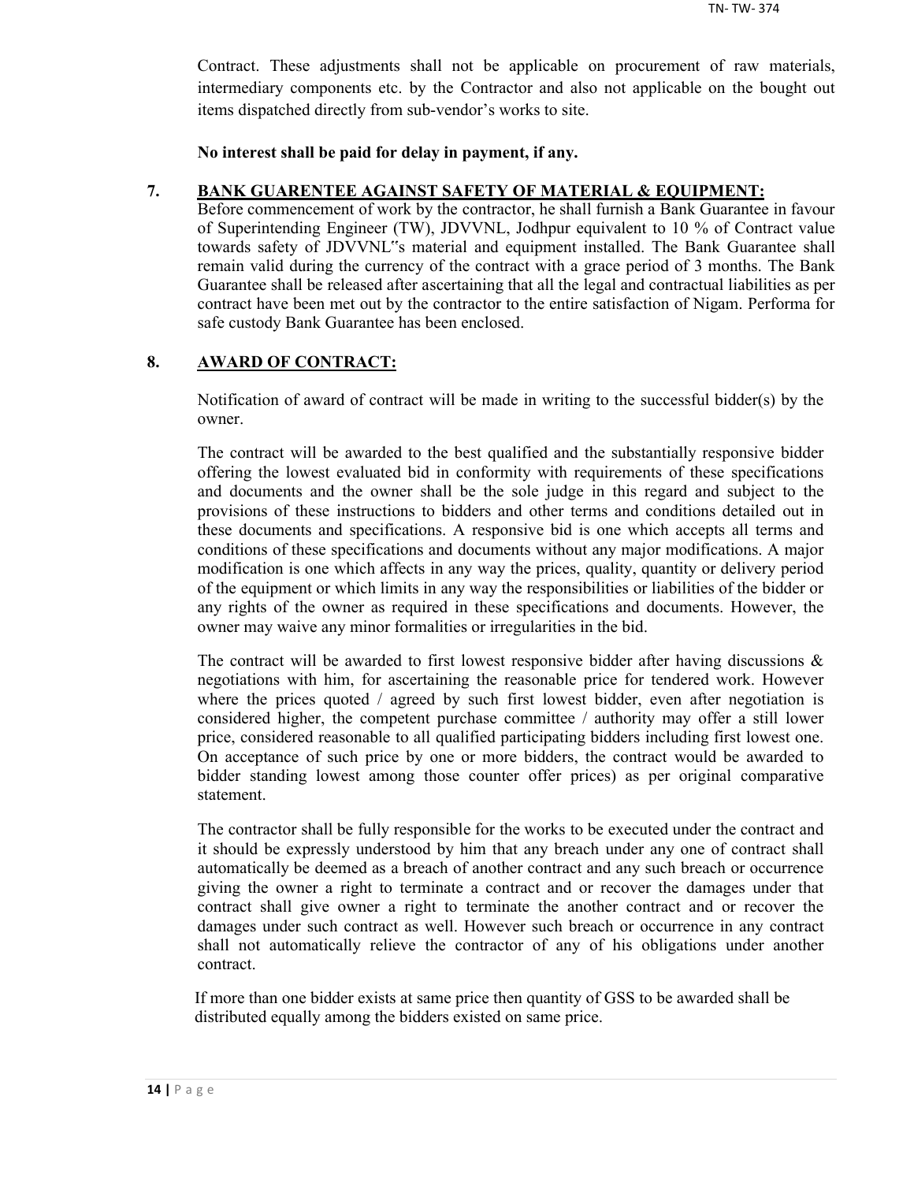Contract. These adjustments shall not be applicable on procurement of raw materials, intermediary components etc. by the Contractor and also not applicable on the bought out items dispatched directly from sub-vendor's works to site.

**No interest shall be paid for delay in payment, if any.**

**7. BANK GUARENTEE AGAINST SAFETY OF MATERIAL & EQUIPMENT:**

Before commencement of work by the contractor, he shall furnish a Bank Guarantee in favour of Superintending Engineer (TW), JDVVNL, Jodhpur equivalent to 10 % of Contract value towards safety of JDVVNL"s material and equipment installed. The Bank Guarantee shall remain valid during the currency of the contract with a grace period of 3 months. The Bank Guarantee shall be released after ascertaining that all the legal and contractual liabilities as per contract have been met out by the contractor to the entire satisfaction of Nigam. Performa for safe custody Bank Guarantee has been enclosed.

**8. AWARD OF CONTRACT:**

Notification of award of contract will be made in writing to the successful bidder(s) by the owner.

The contract will be awarded to the best qualified and the substantially responsive bidder offering the lowest evaluated bid in conformity with requirements of these specifications and documents and the owner shall be the sole judge in this regard and subject to the provisions of these instructions to bidders and other terms and conditions detailed out in these documents and specifications. A responsive bid is one which accepts all terms and conditions of these specifications and documents without any major modifications. A major modification is one which affects in any way the prices, quality, quantity or delivery period of the equipment or which limits in any way the responsibilities or liabilities of the bidder or any rights of the owner as required in these specifications and documents. However, the owner may waive any minor formalities or irregularities in the bid.

The contract will be awarded to first lowest responsive bidder after having discussions & negotiations with him, for ascertaining the reasonable price for tendered work. However where the prices quoted / agreed by such first lowest bidder, even after negotiation is considered higher, the competent purchase committee / authority may offer a still lower price, considered reasonable to all qualified participating bidders including first lowest one. On acceptance of such price by one or more bidders, the contract would be awarded to bidder standing lowest among those counter offer prices) as per original comparative statement.

The contractor shall be fully responsible for the works to be executed under the contract and it should be expressly understood by him that any breach under any one of contract shall automatically be deemed as a breach of another contract and any such breach or occurrence giving the owner a right to terminate a contract and or recover the damages under that contract shall give owner a right to terminate the another contract and or recover the damages under such contract as well. However such breach or occurrence in any contract shall not automatically relieve the contractor of any of his obligations under another contract.

If more than one bidder exists at same price then quantity of GSS to be awarded shall be distributed equally among the bidders existed on same price.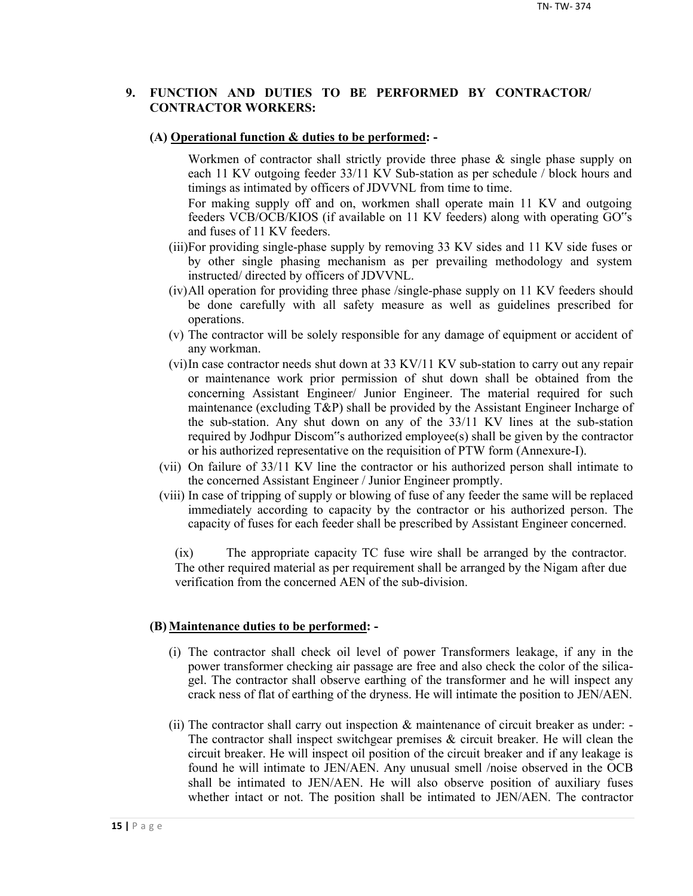## 9. FUNCTION AND DUTIES TO BE PERFORMED BY CONTRACTOR/ CONTRACTOR WORKERS:

### (A) Operational function & duties to be performed: -

Workmen of contractor shall strictly provide three phase & single phase supply on each 11 KV outgoing feeder 33/11 KV Sub-station as per schedule / block hours and timings as intimated by officers of JDVVNL from time to time.

For making supply off and on, workmen shall operate main 11 KV and outgoing feeders VCB/OCB/KIOS (if available on 11 KV feeders) along with operating GO"s and fuses of 11 KV feeders.

(iii) For providing single-phase supply by removing 33 KV sides and 11 KV side fuses or by other single phasing mechanism as per prevailing methodology and system instructed/ directed by officers of JDVVNL.

(iv) All operation for providing three phase /single-phase supply on 11 KV feeders should be done carefully with all safety measure as well as guidelines prescribed for operations.

(v) The contractor will be solely responsible for any damage of equipment or accident of any workman.

(vi) In case contractor needs shut down at 33 KV/11 KV sub-station to carry out any repair or maintenance work prior permission of shut down shall be obtained from the concerning Assistant Engineer/ Junior Engineer. The material required for such maintenance (excluding T&P) shall be provided by the Assistant Engineer Incharge of the sub-station. Any shut down on any of the 33/11 KV lines at the sub-station required by Jodhpur Discom"s authorized employee(s) shall be given by the contractor or his authorized representative on the requisition of PTW form (Annexure-I).

(vii) On failure of 33/11 KV line the contractor or his authorized person shall intimate to the concerned Assistant Engineer / Junior Engineer promptly.

(viii) In case of tripping of supply or blowing of fuse of any feeder the same will be replaced immediately according to capacity by the contractor or his authorized person. The capacity of fuses for each feeder shall be prescribed by Assistant Engineer concerned.

(ix) The appropriate capacity TC fuse wire shall be arranged by the contractor. The other required material as per requirement shall be arranged by the Nigam after due verification from the concerned AEN of the sub-division.

### (B) Maintenance duties to be performed: -

(i) The contractor shall check oil level of power Transformers leakage, if any in the power transformer checking air passage are free and also check the color of the silica-gel. The contractor shall observe earthing of the transformer and he will inspect any crack ness of flat of earthing of the dryness. He will intimate the position to JEN/AEN.

(ii) The contractor shall carry out inspection & maintenance of circuit breaker as under: - The contractor shall inspect switchgear premises & circuit breaker. He will clean the circuit breaker. He will inspect oil position of the circuit breaker and if any leakage is found he will intimate to JEN/AEN. Any unusual smell /noise observed in the OCB shall be intimated to JEN/AEN. He will also observe position of auxiliary fuses whether intact or not. The position shall be intimated to JEN/AEN. The contractor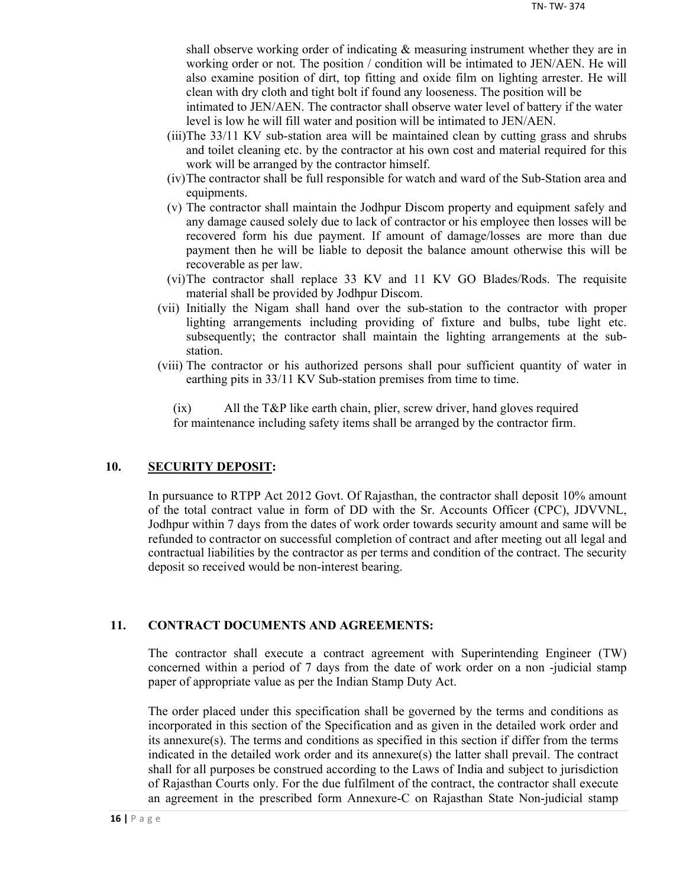shall observe working order of indicating & measuring instrument whether they are in working order or not. The position / condition will be intimated to JEN/AEN. He will also examine position of dirt, top fitting and oxide film on lighting arrester. He will clean with dry cloth and tight bolt if found any looseness. The position will be intimated to JEN/AEN. The contractor shall observe water level of battery if the water level is low he will fill water and position will be intimated to JEN/AEN.

(iii) The 33/11 KV sub-station area will be maintained clean by cutting grass and shrubs and toilet cleaning etc. by the contractor at his own cost and material required for this work will be arranged by the contractor himself.

(iv) The contractor shall be full responsible for watch and ward of the Sub-Station area and equipments.

(v) The contractor shall maintain the Jodhpur Discom property and equipment safely and any damage caused solely due to lack of contractor or his employee then losses will be recovered form his due payment. If amount of damage/losses are more than due payment then he will be liable to deposit the balance amount otherwise this will be recoverable as per law.

(vi) The contractor shall replace 33 KV and 11 KV GO Blades/Rods. The requisite material shall be provided by Jodhpur Discom.

(vii) Initially the Nigam shall hand over the sub-station to the contractor with proper lighting arrangements including providing of fixture and bulbs, tube light etc. subsequently; the contractor shall maintain the lighting arrangements at the sub-station.

(viii) The contractor or his authorized persons shall pour sufficient quantity of water in earthing pits in 33/11 KV Sub-station premises from time to time.

(ix) All the T&P like earth chain, plier, screw driver, hand gloves required for maintenance including safety items shall be arranged by the contractor firm.

## 10. SECURITY DEPOSIT:

In pursuance to RTPP Act 2012 Govt. Of Rajasthan, the contractor shall deposit 10% amount of the total contract value in form of DD with the Sr. Accounts Officer (CPC), JDVVNL, Jodhpur within 7 days from the dates of work order towards security amount and same will be refunded to contractor on successful completion of contract and after meeting out all legal and contractual liabilities by the contractor as per terms and condition of the contract. The security deposit so received would be non-interest bearing.

## 11. CONTRACT DOCUMENTS AND AGREEMENTS:

The contractor shall execute a contract agreement with Superintending Engineer (TW) concerned within a period of 7 days from the date of work order on a non -judicial stamp paper of appropriate value as per the Indian Stamp Duty Act.

The order placed under this specification shall be governed by the terms and conditions as incorporated in this section of the Specification and as given in the detailed work order and its annexure(s). The terms and conditions as specified in this section if differ from the terms indicated in the detailed work order and its annexure(s) the latter shall prevail. The contract shall for all purposes be construed according to the Laws of India and subject to jurisdiction of Rajasthan Courts only. For the due fulfilment of the contract, the contractor shall execute an agreement in the prescribed form Annexure-C on Rajasthan State Non-judicial stamp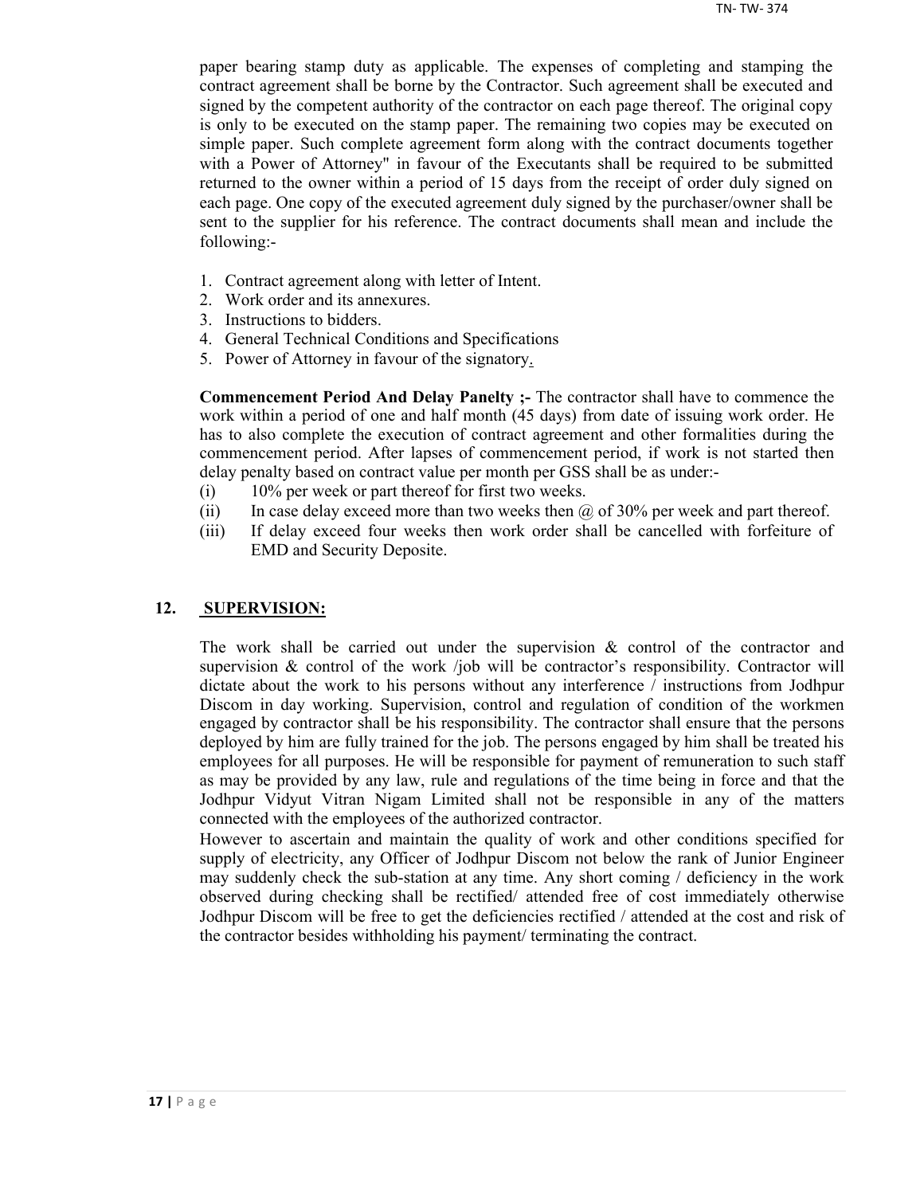paper bearing stamp duty as applicable. The expenses of completing and stamping the contract agreement shall be borne by the Contractor. Such agreement shall be executed and signed by the competent authority of the contractor on each page thereof. The original copy is only to be executed on the stamp paper. The remaining two copies may be executed on simple paper. Such complete agreement form along with the contract documents together with a Power of Attorney" in favour of the Executants shall be required to be submitted returned to the owner within a period of 15 days from the receipt of order duly signed on each page. One copy of the executed agreement duly signed by the purchaser/owner shall be sent to the supplier for his reference. The contract documents shall mean and include the following:-

1. Contract agreement along with letter of Intent.
2. Work order and its annexures.
3. Instructions to bidders.
4. General Technical Conditions and Specifications
5. Power of Attorney in favour of the signatory.

**Commencement Period And Delay Panelty ;-** The contractor shall have to commence the work within a period of one and half month (45 days) from date of issuing work order. He has to also complete the execution of contract agreement and other formalities during the commencement period. After lapses of commencement period, if work is not started then delay penalty based on contract value per month per GSS shall be as under:-

(i) 10% per week or part thereof for first two weeks.

(ii) In case delay exceed more than two weeks then @ of 30% per week and part thereof.

(iii) If delay exceed four weeks then work order shall be cancelled with forfeiture of EMD and Security Deposite.

## 12. SUPERVISION:

The work shall be carried out under the supervision & control of the contractor and supervision & control of the work /job will be contractor's responsibility. Contractor will dictate about the work to his persons without any interference / instructions from Jodhpur Discom in day working. Supervision, control and regulation of condition of the workmen engaged by contractor shall be his responsibility. The contractor shall ensure that the persons deployed by him are fully trained for the job. The persons engaged by him shall be treated his employees for all purposes. He will be responsible for payment of remuneration to such staff as may be provided by any law, rule and regulations of the time being in force and that the Jodhpur Vidyut Vitran Nigam Limited shall not be responsible in any of the matters connected with the employees of the authorized contractor.

However to ascertain and maintain the quality of work and other conditions specified for supply of electricity, any Officer of Jodhpur Discom not below the rank of Junior Engineer may suddenly check the sub-station at any time. Any short coming / deficiency in the work observed during checking shall be rectified/ attended free of cost immediately otherwise Jodhpur Discom will be free to get the deficiencies rectified / attended at the cost and risk of the contractor besides withholding his payment/ terminating the contract.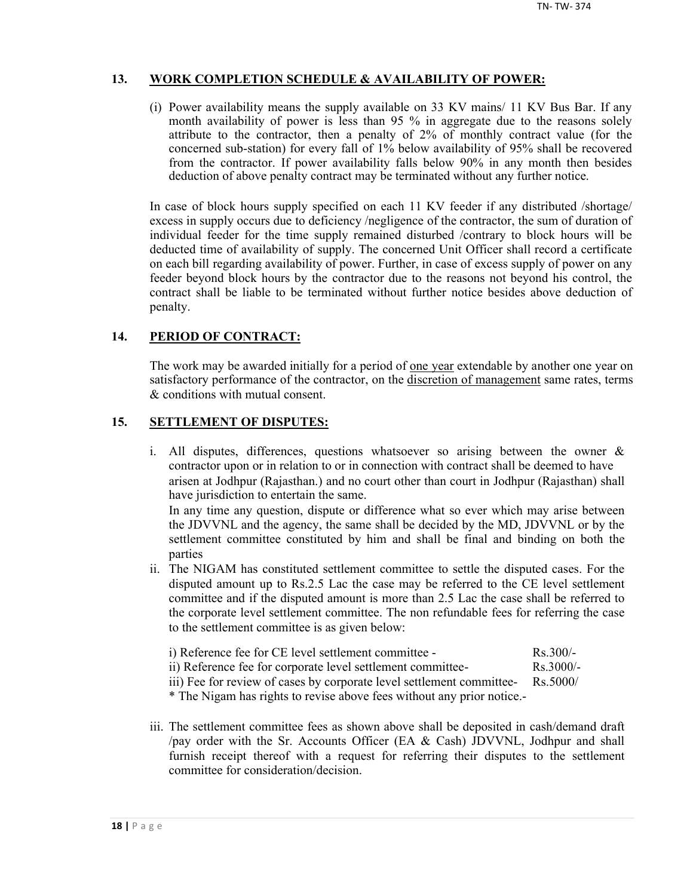## 13. WORK COMPLETION SCHEDULE & AVAILABILITY OF POWER:

(i) Power availability means the supply available on 33 KV mains/ 11 KV Bus Bar. If any month availability of power is less than 95 % in aggregate due to the reasons solely attribute to the contractor, then a penalty of 2% of monthly contract value (for the concerned sub-station) for every fall of 1% below availability of 95% shall be recovered from the contractor. If power availability falls below 90% in any month then besides deduction of above penalty contract may be terminated without any further notice.

In case of block hours supply specified on each 11 KV feeder if any distributed /shortage/ excess in supply occurs due to deficiency /negligence of the contractor, the sum of duration of individual feeder for the time supply remained disturbed /contrary to block hours will be deducted time of availability of supply. The concerned Unit Officer shall record a certificate on each bill regarding availability of power. Further, in case of excess supply of power on any feeder beyond block hours by the contractor due to the reasons not beyond his control, the contract shall be liable to be terminated without further notice besides above deduction of penalty.

## 14. PERIOD OF CONTRACT:

The work may be awarded initially for a period of <u>one year</u> extendable by another one year on satisfactory performance of the contractor, on the <u>discretion of management</u> same rates, terms & conditions with mutual consent.

## 15. SETTLEMENT OF DISPUTES:

i. All disputes, differences, questions whatsoever so arising between the owner & contractor upon or in relation to or in connection with contract shall be deemed to have arisen at Jodhpur (Rajasthan.) and no court other than court in Jodhpur (Rajasthan) shall have jurisdiction to entertain the same.
   In any time any question, dispute or difference what so ever which may arise between the JDVVNL and the agency, the same shall be decided by the MD, JDVVNL or by the settlement committee constituted by him and shall be final and binding on both the parties

ii. The NIGAM has constituted settlement committee to settle the disputed cases. For the disputed amount up to Rs.2.5 Lac the case may be referred to the CE level settlement committee and if the disputed amount is more than 2.5 Lac the case shall be referred to the corporate level settlement committee. The non refundable fees for referring the case to the settlement committee is as given below:

   i) Reference fee for CE level settlement committee - Rs.300/-
   ii) Reference fee for corporate level settlement committee- Rs.3000/-
   iii) Fee for review of cases by corporate level settlement committee- Rs.5000/
   * The Nigam has rights to revise above fees without any prior notice.-

iii. The settlement committee fees as shown above shall be deposited in cash/demand draft /pay order with the Sr. Accounts Officer (EA & Cash) JDVVNL, Jodhpur and shall furnish receipt thereof with a request for referring their disputes to the settlement committee for consideration/decision.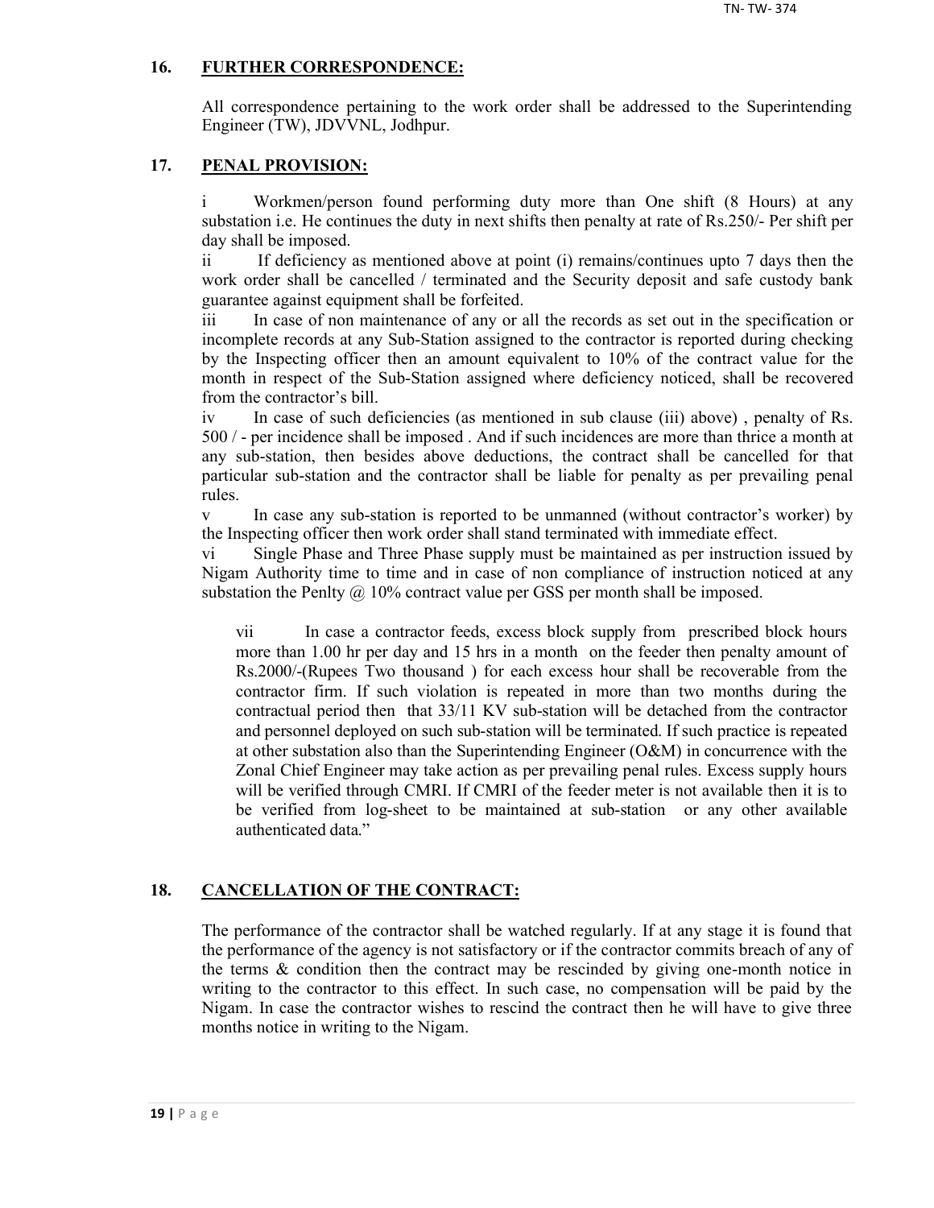## 16. FURTHER CORRESPONDENCE:

All correspondence pertaining to the work order shall be addressed to the Superintending Engineer (TW), JDVVNL, Jodhpur.

## 17. PENAL PROVISION:

i Workmen/person found performing duty more than One shift (8 Hours) at any substation i.e. He continues the duty in next shifts then penalty at rate of Rs.250/- Per shift per day shall be imposed.

ii If deficiency as mentioned above at point (i) remains/continues upto 7 days then the work order shall be cancelled / terminated and the Security deposit and safe custody bank guarantee against equipment shall be forfeited.

iii In case of non maintenance of any or all the records as set out in the specification or incomplete records at any Sub-Station assigned to the contractor is reported during checking by the Inspecting officer then an amount equivalent to 10% of the contract value for the month in respect of the Sub-Station assigned where deficiency noticed, shall be recovered from the contractor's bill.

iv In case of such deficiencies (as mentioned in sub clause (iii) above) , penalty of Rs. 500 / - per incidence shall be imposed . And if such incidences are more than thrice a month at any sub-station, then besides above deductions, the contract shall be cancelled for that particular sub-station and the contractor shall be liable for penalty as per prevailing penal rules.

v In case any sub-station is reported to be unmanned (without contractor's worker) by the Inspecting officer then work order shall stand terminated with immediate effect.

vi Single Phase and Three Phase supply must be maintained as per instruction issued by Nigam Authority time to time and in case of non compliance of instruction noticed at any substation the Penlty @ 10% contract value per GSS per month shall be imposed.

vii In case a contractor feeds, excess block supply from prescribed block hours more than 1.00 hr per day and 15 hrs in a month on the feeder then penalty amount of Rs.2000/-(Rupees Two thousand ) for each excess hour shall be recoverable from the contractor firm. If such violation is repeated in more than two months during the contractual period then that 33/11 KV sub-station will be detached from the contractor and personnel deployed on such sub-station will be terminated. If such practice is repeated at other substation also than the Superintending Engineer (O&M) in concurrence with the Zonal Chief Engineer may take action as per prevailing penal rules. Excess supply hours will be verified through CMRI. If CMRI of the feeder meter is not available then it is to be verified from log-sheet to be maintained at sub-station or any other available authenticated data."

## 18. CANCELLATION OF THE CONTRACT:

The performance of the contractor shall be watched regularly. If at any stage it is found that the performance of the agency is not satisfactory or if the contractor commits breach of any of the terms & condition then the contract may be rescinded by giving one-month notice in writing to the contractor to this effect. In such case, no compensation will be paid by the Nigam. In case the contractor wishes to rescind the contract then he will have to give three months notice in writing to the Nigam.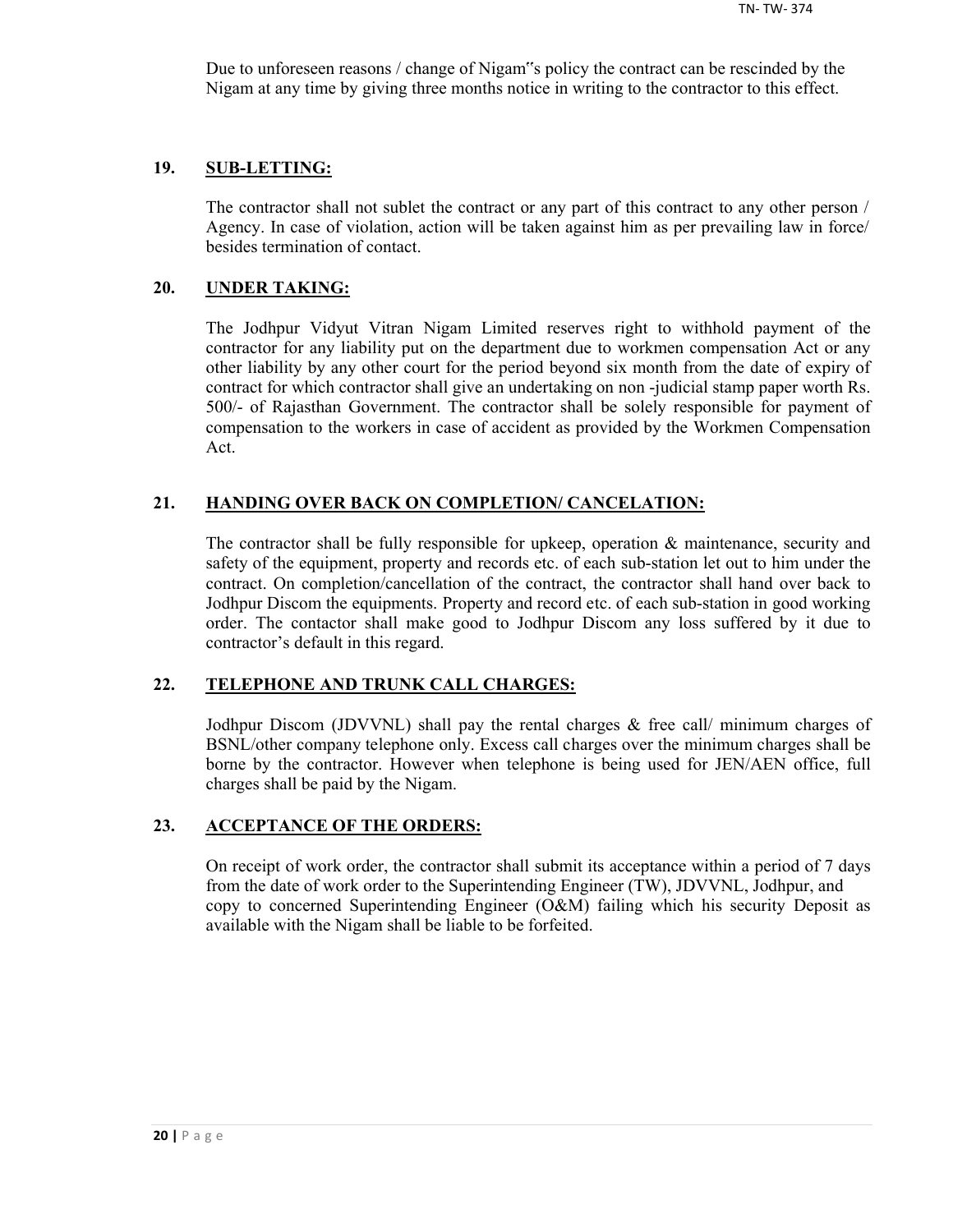Due to unforeseen reasons / change of Nigam"s policy the contract can be rescinded by the Nigam at any time by giving three months notice in writing to the contractor to this effect.

## 19. SUB-LETTING:

The contractor shall not sublet the contract or any part of this contract to any other person / Agency. In case of violation, action will be taken against him as per prevailing law in force/ besides termination of contact.

## 20. UNDER TAKING:

The Jodhpur Vidyut Vitran Nigam Limited reserves right to withhold payment of the contractor for any liability put on the department due to workmen compensation Act or any other liability by any other court for the period beyond six month from the date of expiry of contract for which contractor shall give an undertaking on non -judicial stamp paper worth Rs. 500/- of Rajasthan Government. The contractor shall be solely responsible for payment of compensation to the workers in case of accident as provided by the Workmen Compensation Act.

## 21. HANDING OVER BACK ON COMPLETION/ CANCELATION:

The contractor shall be fully responsible for upkeep, operation & maintenance, security and safety of the equipment, property and records etc. of each sub-station let out to him under the contract. On completion/cancellation of the contract, the contractor shall hand over back to Jodhpur Discom the equipments. Property and record etc. of each sub-station in good working order. The contactor shall make good to Jodhpur Discom any loss suffered by it due to contractor's default in this regard.

## 22. TELEPHONE AND TRUNK CALL CHARGES:

Jodhpur Discom (JDVVNL) shall pay the rental charges & free call/ minimum charges of BSNL/other company telephone only. Excess call charges over the minimum charges shall be borne by the contractor. However when telephone is being used for JEN/AEN office, full charges shall be paid by the Nigam.

## 23. ACCEPTANCE OF THE ORDERS:

On receipt of work order, the contractor shall submit its acceptance within a period of 7 days from the date of work order to the Superintending Engineer (TW), JDVVNL, Jodhpur, and copy to concerned Superintending Engineer (O&M) failing which his security Deposit as available with the Nigam shall be liable to be forfeited.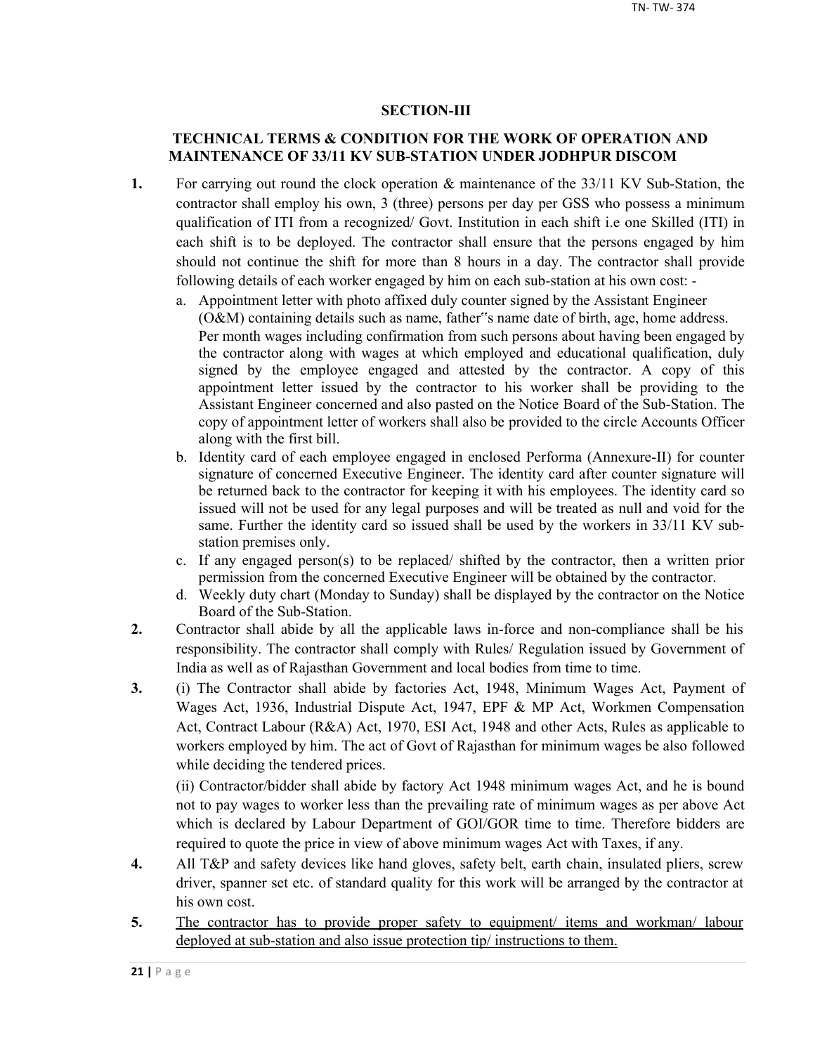## SECTION-III

### TECHNICAL TERMS & CONDITION FOR THE WORK OF OPERATION AND MAINTENANCE OF 33/11 KV SUB-STATION UNDER JODHPUR DISCOM

1. For carrying out round the clock operation & maintenance of the 33/11 KV Sub-Station, the contractor shall employ his own, 3 (three) persons per day per GSS who possess a minimum qualification of ITI from a recognized/ Govt. Institution in each shift i.e one Skilled (ITI) in each shift is to be deployed. The contractor shall ensure that the persons engaged by him should not continue the shift for more than 8 hours in a day. The contractor shall provide following details of each worker engaged by him on each sub-station at his own cost: -
   a. Appointment letter with photo affixed duly counter signed by the Assistant Engineer (O&M) containing details such as name, father"s name date of birth, age, home address. Per month wages including confirmation from such persons about having been engaged by the contractor along with wages at which employed and educational qualification, duly signed by the employee engaged and attested by the contractor. A copy of this appointment letter issued by the contractor to his worker shall be providing to the Assistant Engineer concerned and also pasted on the Notice Board of the Sub-Station. The copy of appointment letter of workers shall also be provided to the circle Accounts Officer along with the first bill.
   b. Identity card of each employee engaged in enclosed Performa (Annexure-II) for counter signature of concerned Executive Engineer. The identity card after counter signature will be returned back to the contractor for keeping it with his employees. The identity card so issued will not be used for any legal purposes and will be treated as null and void for the same. Further the identity card so issued shall be used by the workers in 33/11 KV sub-station premises only.
   c. If any engaged person(s) to be replaced/ shifted by the contractor, then a written prior permission from the concerned Executive Engineer will be obtained by the contractor.
   d. Weekly duty chart (Monday to Sunday) shall be displayed by the contractor on the Notice Board of the Sub-Station.
2. Contractor shall abide by all the applicable laws in-force and non-compliance shall be his responsibility. The contractor shall comply with Rules/ Regulation issued by Government of India as well as of Rajasthan Government and local bodies from time to time.
3. (i) The Contractor shall abide by factories Act, 1948, Minimum Wages Act, Payment of Wages Act, 1936, Industrial Dispute Act, 1947, EPF & MP Act, Workmen Compensation Act, Contract Labour (R&A) Act, 1970, ESI Act, 1948 and other Acts, Rules as applicable to workers employed by him. The act of Govt of Rajasthan for minimum wages be also followed while deciding the tendered prices.

   (ii) Contractor/bidder shall abide by factory Act 1948 minimum wages Act, and he is bound not to pay wages to worker less than the prevailing rate of minimum wages as per above Act which is declared by Labour Department of GOI/GOR time to time. Therefore bidders are required to quote the price in view of above minimum wages Act with Taxes, if any.
4. All T&P and safety devices like hand gloves, safety belt, earth chain, insulated pliers, screw driver, spanner set etc. of standard quality for this work will be arranged by the contractor at his own cost.
5. <u>The contractor has to provide proper safety to equipment/ items and workman/ labour deployed at sub-station and also issue protection tip/ instructions to them.</u>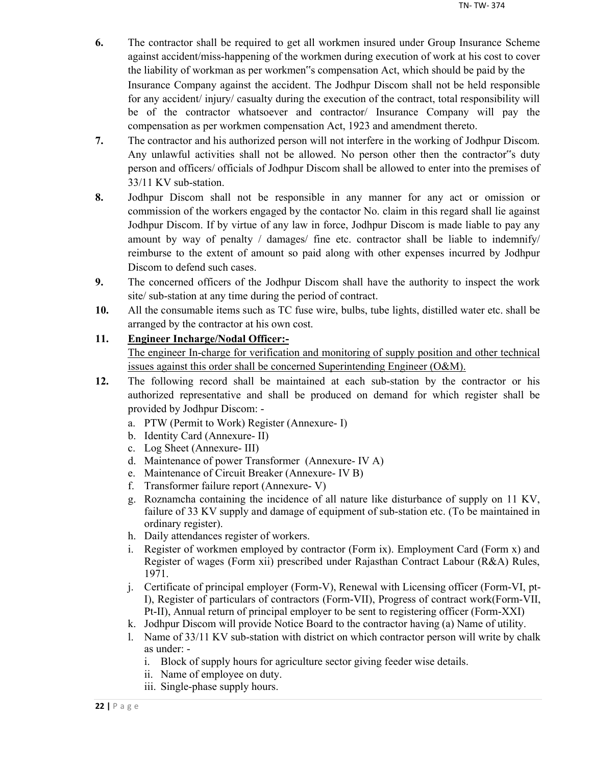6. The contractor shall be required to get all workmen insured under Group Insurance Scheme against accident/miss-happening of the workmen during execution of work at his cost to cover the liability of workman as per workmen"s compensation Act, which should be paid by the Insurance Company against the accident. The Jodhpur Discom shall not be held responsible for any accident/ injury/ casualty during the execution of the contract, total responsibility will be of the contractor whatsoever and contractor/ Insurance Company will pay the compensation as per workmen compensation Act, 1923 and amendment thereto.

7. The contractor and his authorized person will not interfere in the working of Jodhpur Discom. Any unlawful activities shall not be allowed. No person other then the contractor"s duty person and officers/ officials of Jodhpur Discom shall be allowed to enter into the premises of 33/11 KV sub-station.

8. Jodhpur Discom shall not be responsible in any manner for any act or omission or commission of the workers engaged by the contactor No. claim in this regard shall lie against Jodhpur Discom. If by virtue of any law in force, Jodhpur Discom is made liable to pay any amount by way of penalty / damages/ fine etc. contractor shall be liable to indemnify/ reimburse to the extent of amount so paid along with other expenses incurred by Jodhpur Discom to defend such cases.

9. The concerned officers of the Jodhpur Discom shall have the authority to inspect the work site/ sub-station at any time during the period of contract.

10. All the consumable items such as TC fuse wire, bulbs, tube lights, distilled water etc. shall be arranged by the contractor at his own cost.

11. <u>**Engineer Incharge/Nodal Officer:-**</u>
    <u>The engineer In-charge for verification and monitoring of supply position and other technical issues against this order shall be concerned Superintending Engineer (O&M).</u>

12. The following record shall be maintained at each sub-station by the contractor or his authorized representative and shall be produced on demand for which register shall be provided by Jodhpur Discom: -
    a. PTW (Permit to Work) Register (Annexure- I)
    b. Identity Card (Annexure- II)
    c. Log Sheet (Annexure- III)
    d. Maintenance of power Transformer (Annexure- IV A)
    e. Maintenance of Circuit Breaker (Annexure- IV B)
    f. Transformer failure report (Annexure- V)
    g. Roznamcha containing the incidence of all nature like disturbance of supply on 11 KV, failure of 33 KV supply and damage of equipment of sub-station etc. (To be maintained in ordinary register).
    h. Daily attendances register of workers.
    i. Register of workmen employed by contractor (Form ix). Employment Card (Form x) and Register of wages (Form xii) prescribed under Rajasthan Contract Labour (R&A) Rules, 1971.
    j. Certificate of principal employer (Form-V), Renewal with Licensing officer (Form-VI, pt-I), Register of particulars of contractors (Form-VII), Progress of contract work(Form-VII, Pt-II), Annual return of principal employer to be sent to registering officer (Form-XXI)
    k. Jodhpur Discom will provide Notice Board to the contractor having (a) Name of utility.
    l. Name of 33/11 KV sub-station with district on which contractor person will write by chalk as under: -
        i. Block of supply hours for agriculture sector giving feeder wise details.
        ii. Name of employee on duty.
        iii. Single-phase supply hours.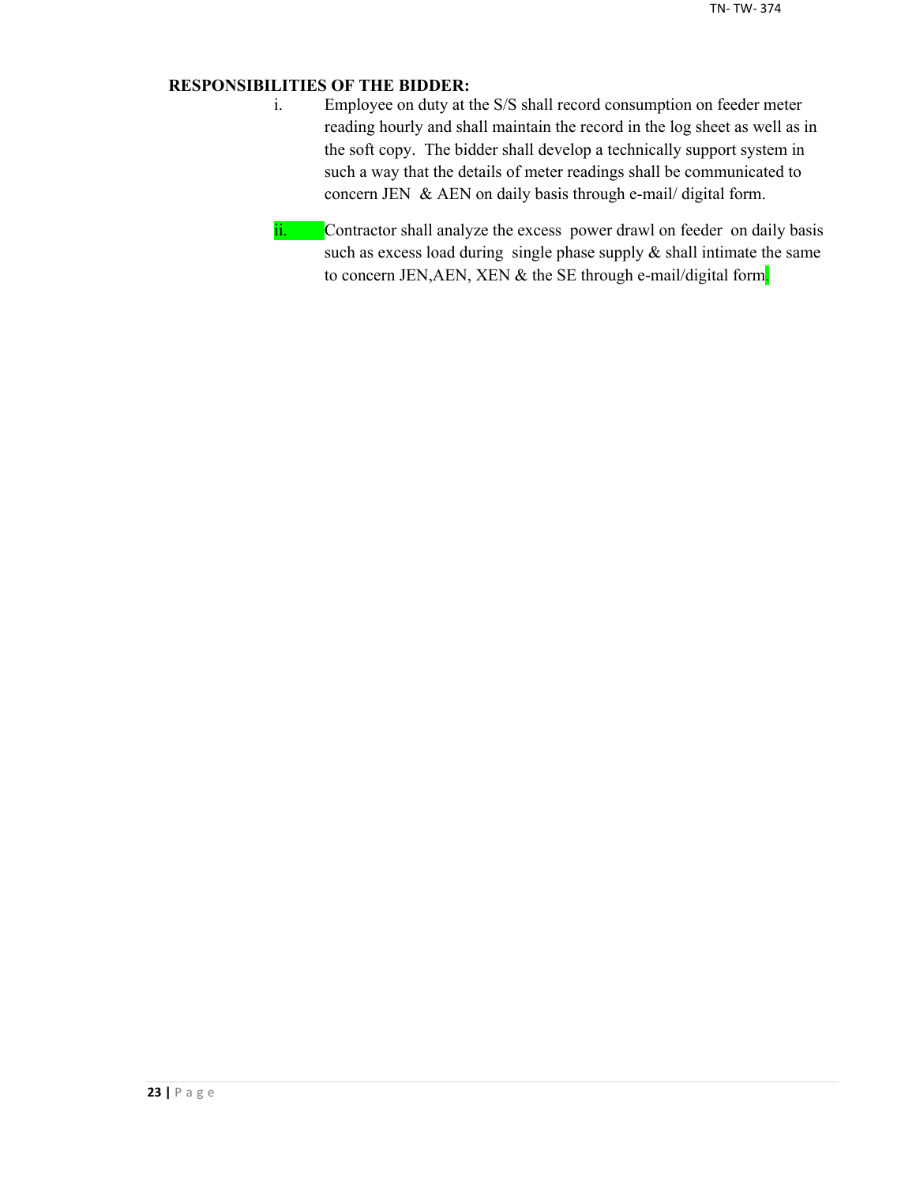**RESPONSIBILITIES OF THE BIDDER:**

i. Employee on duty at the S/S shall record consumption on feeder meter reading hourly and shall maintain the record in the log sheet as well as in the soft copy. The bidder shall develop a technically support system in such a way that the details of meter readings shall be communicated to concern JEN & AEN on daily basis through e-mail/ digital form.

ii. Contractor shall analyze the excess power drawl on feeder on daily basis such as excess load during single phase supply & shall intimate the same to concern JEN,AEN, XEN & the SE through e-mail/digital form.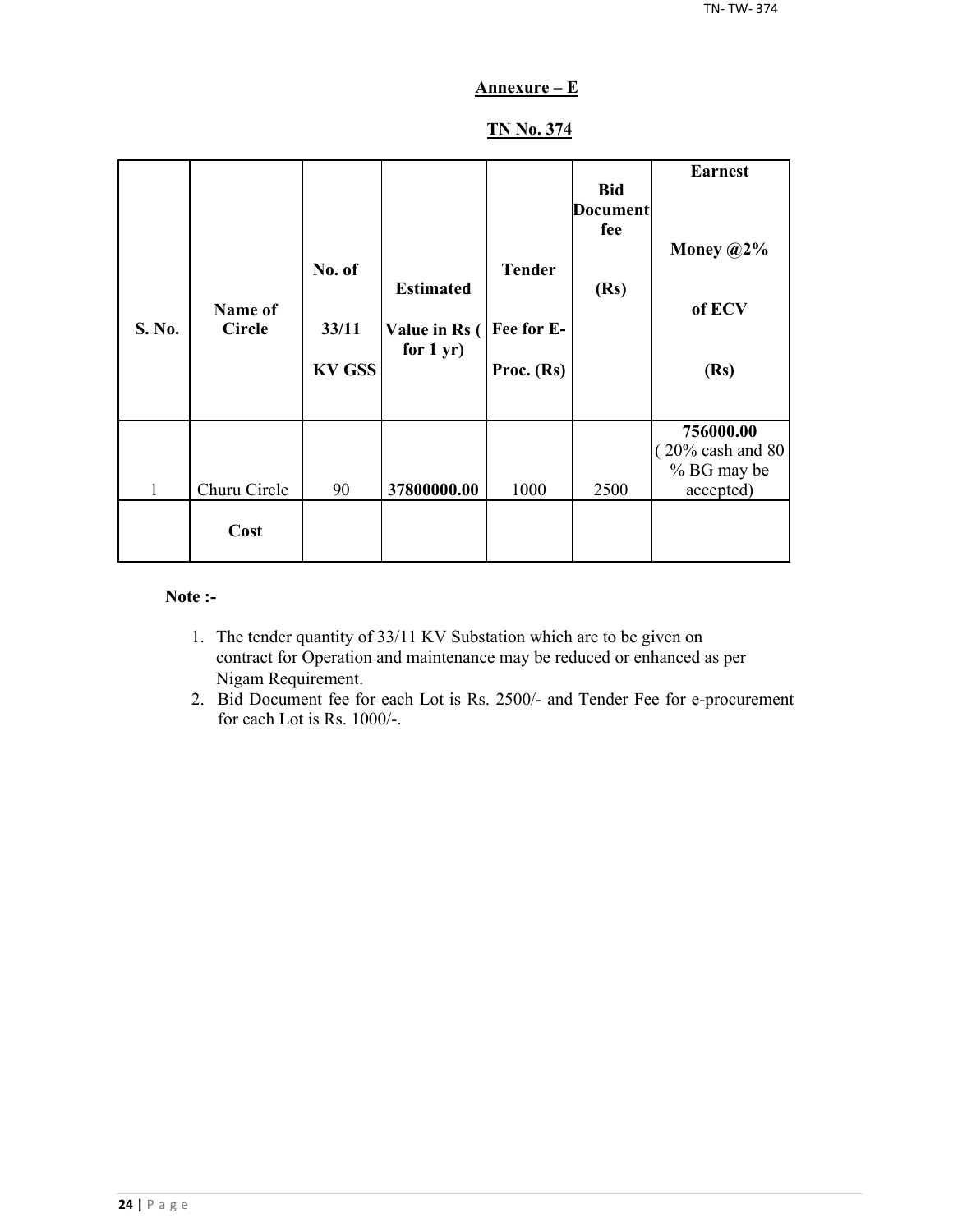## Annexure – E

## TN No. 374

| S. No. | Name of Circle | No. of 33/11 KV GSS | Estimated Value in Rs ( for 1 yr) | Tender Fee for E-Proc. (Rs) | Bid Document fee (Rs) | Earnest Money @2% of ECV (Rs) |
|---|---|---|---|---|---|---|
| 1 | Churu Circle | 90 | **37800000.00** | 1000 | 2500 | **756000.00** ( 20% cash and 80 % BG may be accepted) |
| | **Cost** | | | | | |

**Note :-**

1. The tender quantity of 33/11 KV Substation which are to be given on contract for Operation and maintenance may be reduced or enhanced as per Nigam Requirement.
2. Bid Document fee for each Lot is Rs. 2500/- and Tender Fee for e-procurement for each Lot is Rs. 1000/-.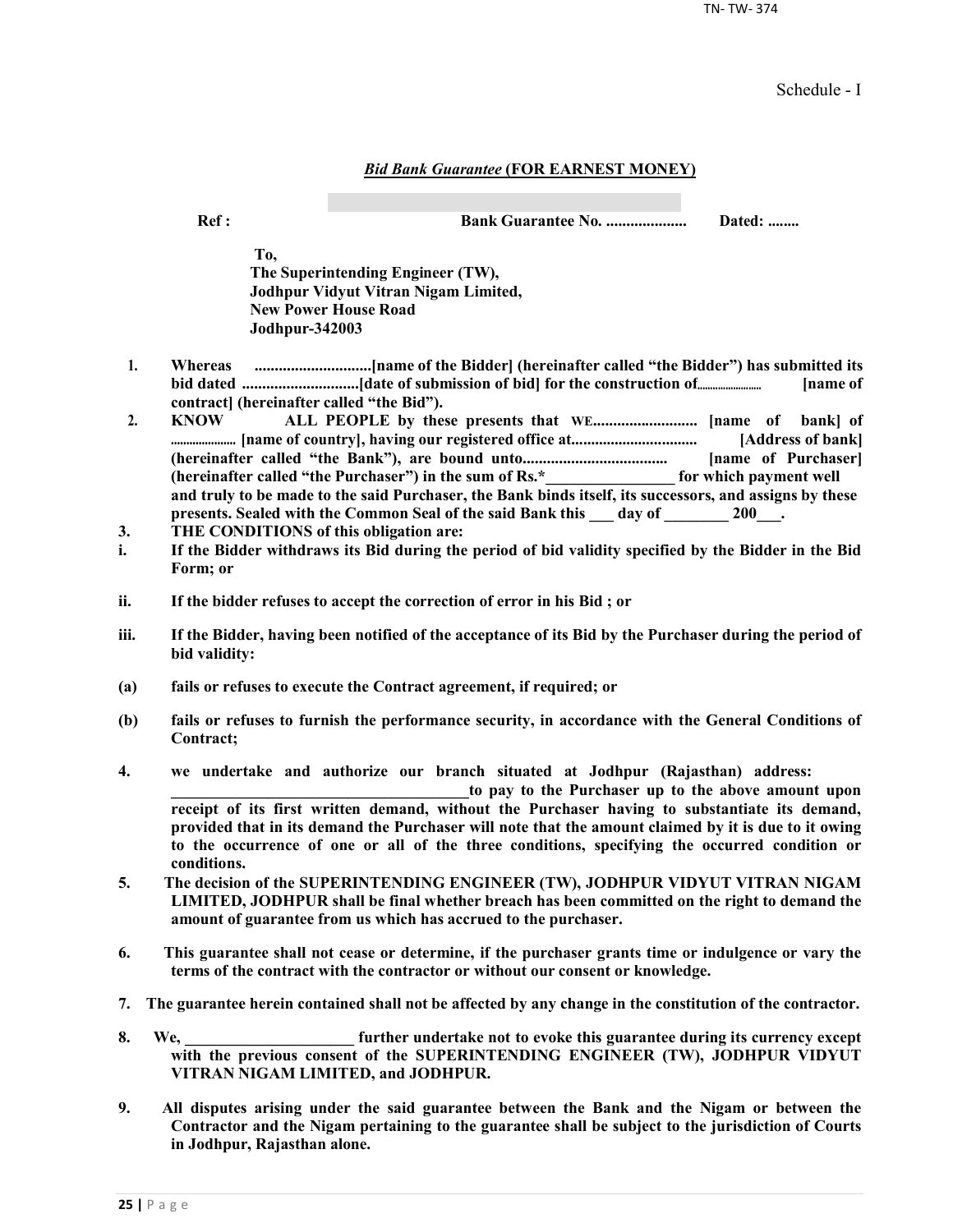Schedule - I

## *Bid Bank Guarantee* (FOR EARNEST MONEY)

**Ref :** **Bank Guarantee No. ...................** **Dated: ........**

**To,**
**The Superintending Engineer (TW),**
**Jodhpur Vidyut Vitran Nigam Limited,**
**New Power House Road**
**Jodhpur-342003**

1. **Whereas .............................[name of the Bidder] (hereinafter called "the Bidder") has submitted its bid dated .............................[date of submission of bid] for the construction of........................ [name of contract] (hereinafter called "the Bid").**
2. **KNOW ALL PEOPLE by these presents that WE.......................... [name of bank] of ..................... [name of country], having our registered office at................................ [Address of bank] (hereinafter called "the Bank"), are bound unto.................................... [name of Purchaser] (hereinafter called "the Purchaser") in the sum of Rs.*________________ for which payment well and truly to be made to the said Purchaser, the Bank binds itself, its successors, and assigns by these presents. Sealed with the Common Seal of the said Bank this ___ day of ________ 200___.**
3. **THE CONDITIONS of this obligation are:**

i. **If the Bidder withdraws its Bid during the period of bid validity specified by the Bidder in the Bid Form; or**

ii. **If the bidder refuses to accept the correction of error in his Bid ; or**

iii. **If the Bidder, having been notified of the acceptance of its Bid by the Purchaser during the period of bid validity:**

(a) **fails or refuses to execute the Contract agreement, if required; or**

(b) **fails or refuses to furnish the performance security, in accordance with the General Conditions of Contract;**

4. **we undertake and authorize our branch situated at Jodhpur (Rajasthan) address: ______________________________________to pay to the Purchaser up to the above amount upon receipt of its first written demand, without the Purchaser having to substantiate its demand, provided that in its demand the Purchaser will note that the amount claimed by it is due to it owing to the occurrence of one or all of the three conditions, specifying the occurred condition or conditions.**
5. **The decision of the SUPERINTENDING ENGINEER (TW), JODHPUR VIDYUT VITRAN NIGAM LIMITED, JODHPUR shall be final whether breach has been committed on the right to demand the amount of guarantee from us which has accrued to the purchaser.**
6. **This guarantee shall not cease or determine, if the purchaser grants time or indulgence or vary the terms of the contract with the contractor or without our consent or knowledge.**
7. **The guarantee herein contained shall not be affected by any change in the constitution of the contractor.**
8. **We, _____________________ further undertake not to evoke this guarantee during its currency except with the previous consent of the SUPERINTENDING ENGINEER (TW), JODHPUR VIDYUT VITRAN NIGAM LIMITED, and JODHPUR.**
9. **All disputes arising under the said guarantee between the Bank and the Nigam or between the Contractor and the Nigam pertaining to the guarantee shall be subject to the jurisdiction of Courts in Jodhpur, Rajasthan alone.**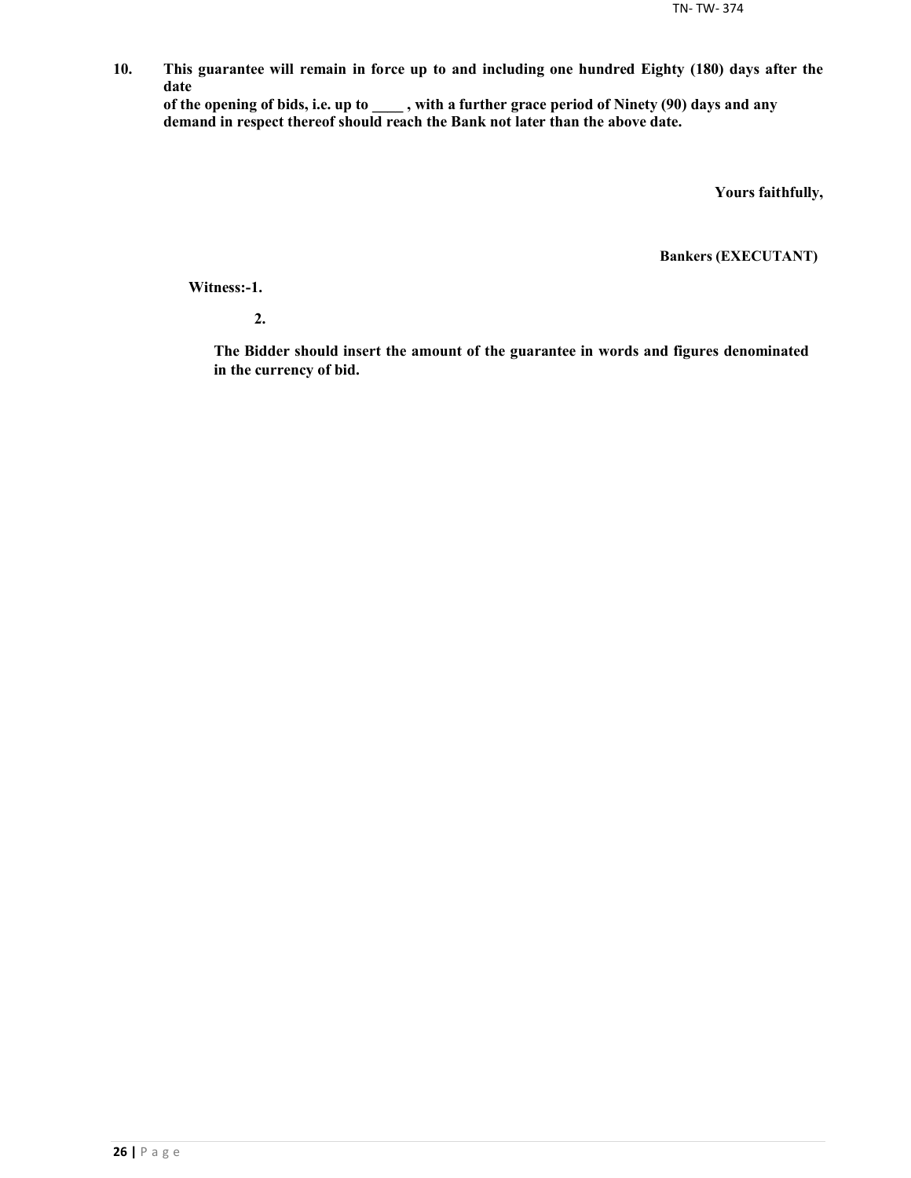**10. This guarantee will remain in force up to and including one hundred Eighty (180) days after the date of the opening of bids, i.e. up to \_\_\_\_ , with a further grace period of Ninety (90) days and any demand in respect thereof should reach the Bank not later than the above date.**

**Yours faithfully,**

**Bankers (EXECUTANT)**

**Witness:-1.**

**2.**

**The Bidder should insert the amount of the guarantee in words and figures denominated in the currency of bid.**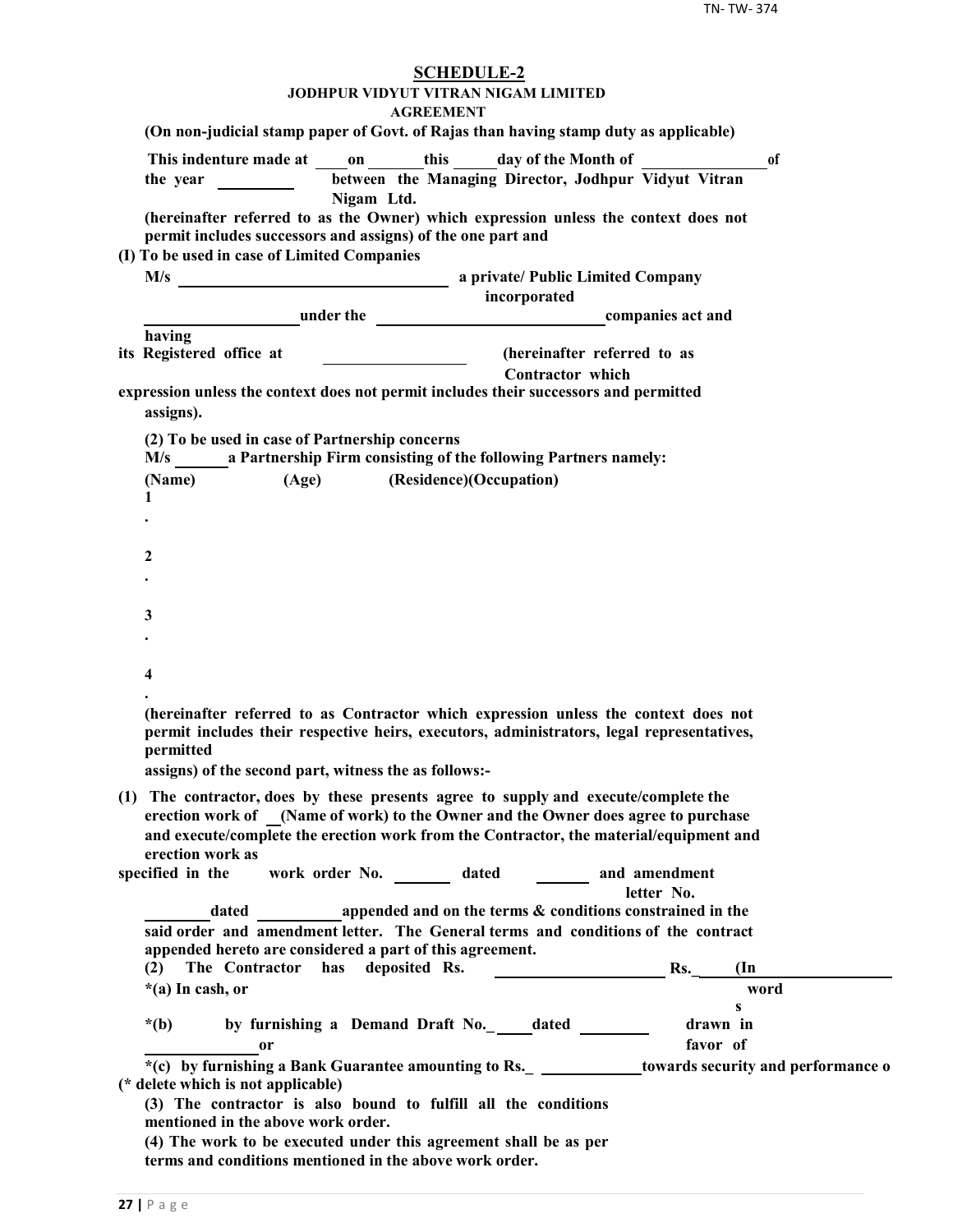## SCHEDULE-2

**JODHPUR VIDYUT VITRAN NIGAM LIMITED**

**AGREEMENT**

**(On non-judicial stamp paper of Govt. of Rajas than having stamp duty as applicable)**

**This indenture made at ____ on ______ this _____ day of the Month of ______________ of the year _________ between the Managing Director, Jodhpur Vidyut Vitran Nigam Ltd.**

**(hereinafter referred to as the Owner) which expression unless the context does not permit includes successors and assigns) of the one part and**

**(I) To be used in case of Limited Companies**

**M/s ______________________________ a private/ Public Limited Company incorporated __________________ under the __________________________ companies act and having its Registered office at _________________ (hereinafter referred to as Contractor which expression unless the context does not permit includes their successors and permitted assigns).**

**(2) To be used in case of Partnership concerns**

**M/s ______ a Partnership Firm consisting of the following Partners namely:**

**(Name) (Age) (Residence)(Occupation)**

**1.**

**2.**

**3.**

**4.**

**(hereinafter referred to as Contractor which expression unless the context does not permit includes their respective heirs, executors, administrators, legal representatives, permitted assigns) of the second part, witness the as follows:-**

**(1) The contractor, does by these presents agree to supply and execute/complete the erection work of __(Name of work) to the Owner and the Owner does agree to purchase and execute/complete the erection work from the Contractor, the material/equipment and erection work as specified in the work order No. _______ dated _______ and amendment letter No. ________ dated __________ appended and on the terms & conditions constrained in the said order and amendment letter. The General terms and conditions of the contract appended hereto are considered a part of this agreement.**

**(2) The Contractor has deposited Rs. ____________________ Rs._____ (In words __________________**

**\*(a) In cash, or**

**\*(b) by furnishing a Demand Draft No._____ dated _________ drawn in favor of _____________ or**

**\*(c) by furnishing a Bank Guarantee amounting to Rs._ ____________ towards security and performance o**

**(\* delete which is not applicable)**

**(3) The contractor is also bound to fulfill all the conditions mentioned in the above work order.**

**(4) The work to be executed under this agreement shall be as per terms and conditions mentioned in the above work order.**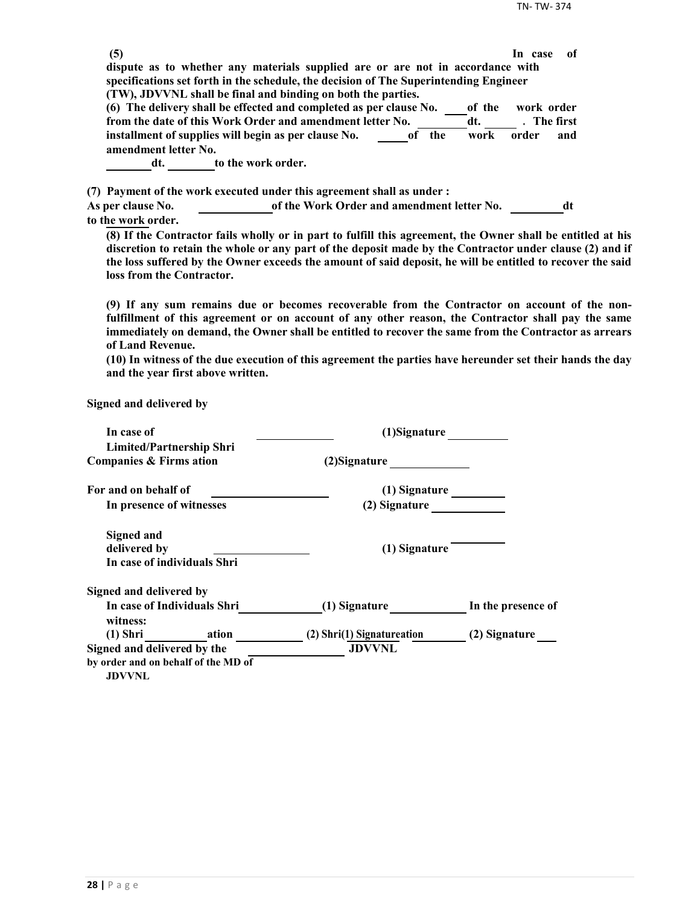**(5) In case of dispute as to whether any materials supplied are or are not in accordance with specifications set forth in the schedule, the decision of The Superintending Engineer (TW), JDVVNL shall be final and binding on both the parties.**

**(6) The delivery shall be effected and completed as per clause No. ____ of the work order from the date of this Work Order and amendment letter No. ________ dt. ______ . The first installment of supplies will begin as per clause No. _____ of the work order and amendment letter No. ________ dt. ________ to the work order.**

**(7) Payment of the work executed under this agreement shall as under :**
**As per clause No. ____________ of the Work Order and amendment letter No. _________ dt to the work order.**

**(8) If the Contractor fails wholly or in part to fulfill this agreement, the Owner shall be entitled at his discretion to retain the whole or any part of the deposit made by the Contractor under clause (2) and if the loss suffered by the Owner exceeds the amount of said deposit, he will be entitled to recover the said loss from the Contractor.**

**(9) If any sum remains due or becomes recoverable from the Contractor on account of the non-fulfillment of this agreement or on account of any other reason, the Contractor shall pay the same immediately on demand, the Owner shall be entitled to recover the same from the Contractor as arrears of Land Revenue.**

**(10) In witness of the due execution of this agreement the parties have hereunder set their hands the day and the year first above written.**

**Signed and delivered by**

**In case of Limited/Partnership Shri ____________ (1)Signature __________**
**Companies & Firms ation (2)Signature _____________**

**For and on behalf of ____________________ (1) Signature _________**
**In presence of witnesses (2) Signature ____________**

**Signed and delivered by ________________ (1) Signature __________**
**In case of individuals Shri**

**Signed and delivered by**
**In case of Individuals Shri ______________ (1) Signature _____________ In the presence of witness:**
**(1) Shri __________ ation ___________ (2) Shri(1) Signatureation ________ (2) Signature ___**
**Signed and delivered by the ________________ JDVVNL**
**by order and on behalf of the MD of JDVVNL**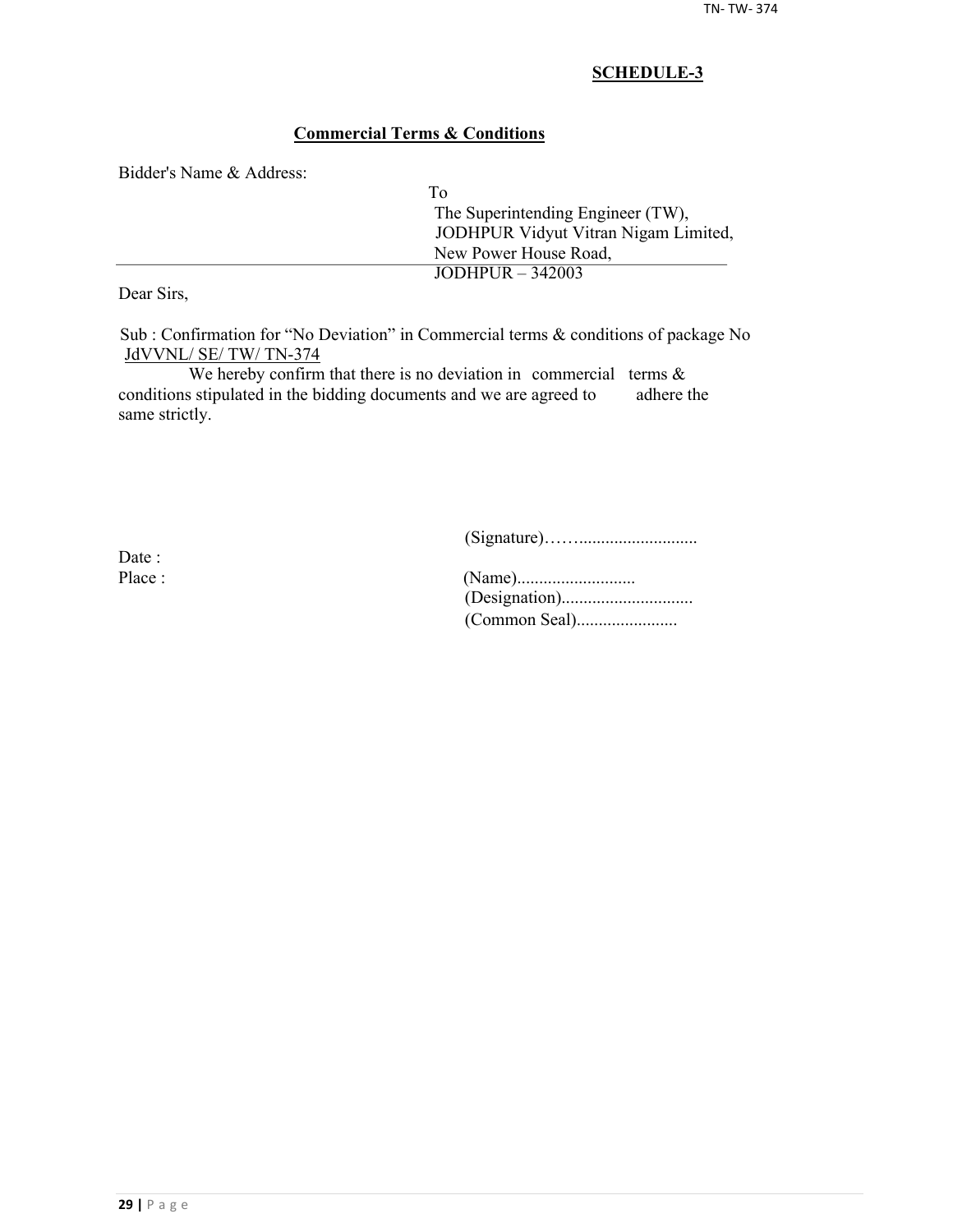**SCHEDULE-3**

**Commercial Terms & Conditions**

Bidder's Name & Address:

To
The Superintending Engineer (TW),
JODHPUR Vidyut Vitran Nigam Limited,
New Power House Road,
JODHPUR – 342003

Dear Sirs,

Sub : Confirmation for "No Deviation" in Commercial terms & conditions of package No JdVVNL/ SE/ TW/ TN-374

We hereby confirm that there is no deviation in commercial terms & conditions stipulated in the bidding documents and we are agreed to adhere the same strictly.

(Signature)……..........................

Date :

Place :

(Name)..........................
(Designation).............................
(Common Seal).......................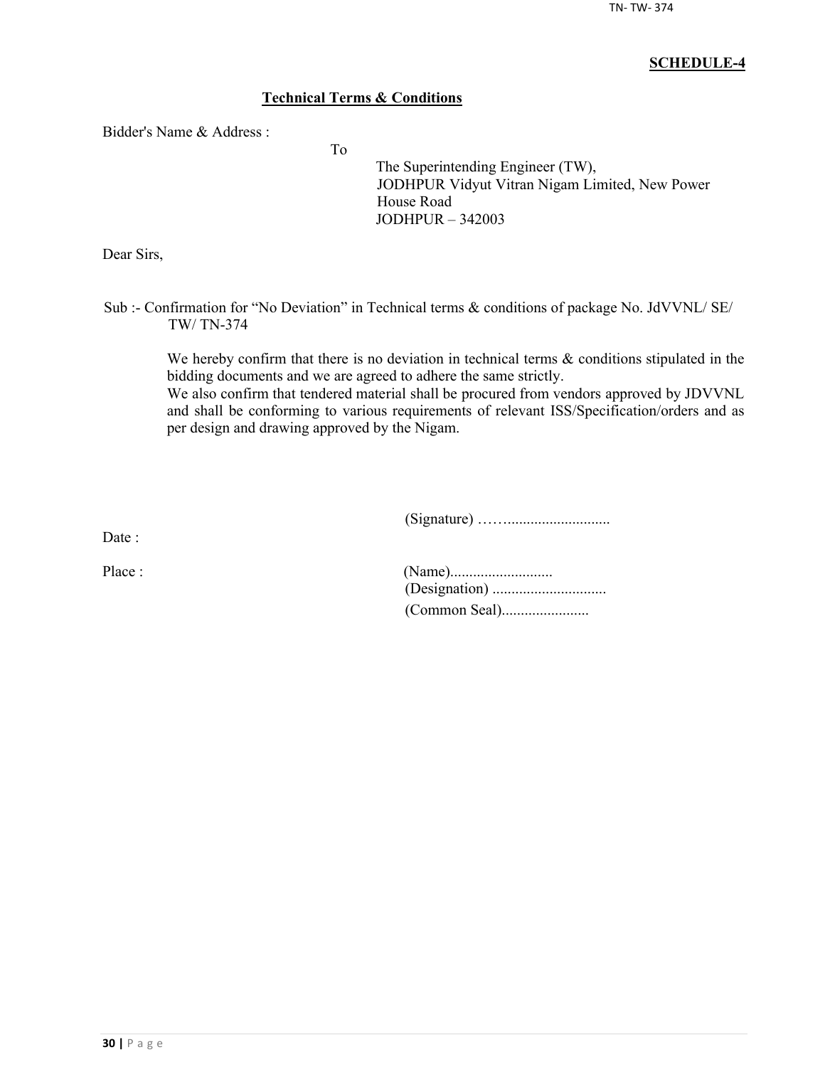**SCHEDULE-4**

**Technical Terms & Conditions**

Bidder's Name & Address :

To

The Superintending Engineer (TW),
JODHPUR Vidyut Vitran Nigam Limited, New Power House Road
JODHPUR – 342003

Dear Sirs,

Sub :- Confirmation for "No Deviation" in Technical terms & conditions of package No. JdVVNL/ SE/ TW/ TN-374

We hereby confirm that there is no deviation in technical terms & conditions stipulated in the bidding documents and we are agreed to adhere the same strictly.
We also confirm that tendered material shall be procured from vendors approved by JDVVNL and shall be conforming to various requirements of relevant ISS/Specification/orders and as per design and drawing approved by the Nigam.

(Signature) ……..........................

Date :

Place :

(Name)..........................
(Designation) .............................
(Common Seal).......................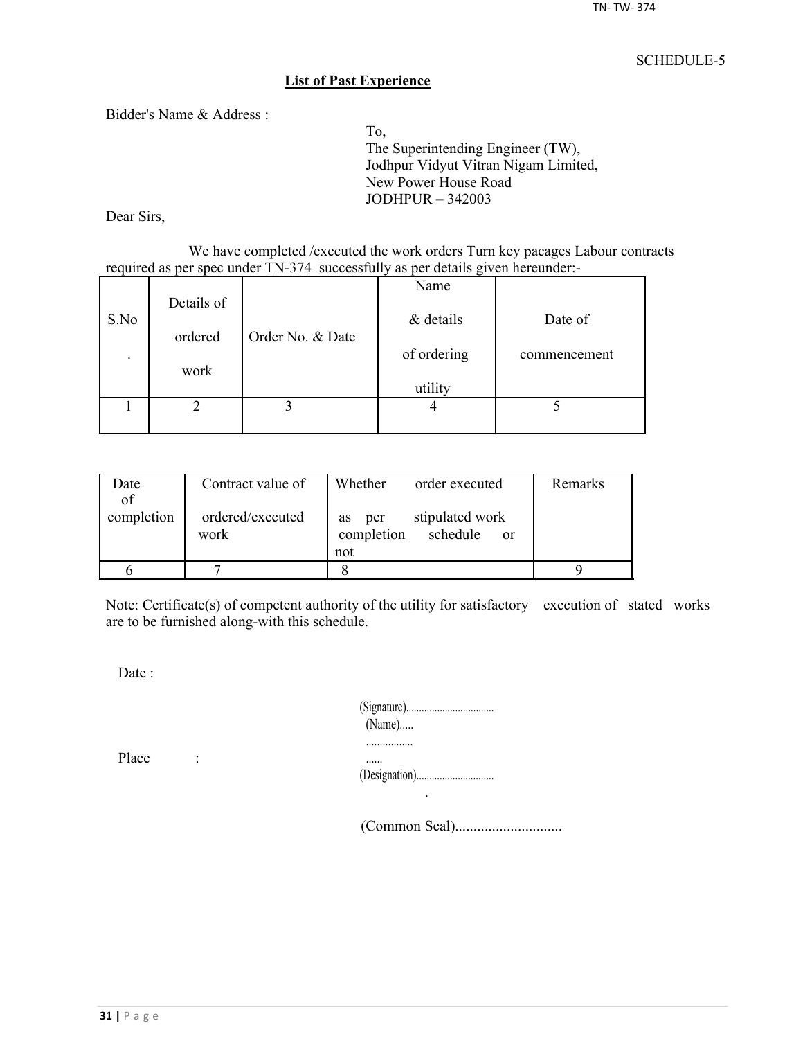SCHEDULE-5

## List of Past Experience

Bidder's Name & Address :

To,
The Superintending Engineer (TW),
Jodhpur Vidyut Vitran Nigam Limited,
New Power House Road
JODHPUR – 342003

Dear Sirs,

We have completed /executed the work orders Turn key pacages Labour contracts required as per spec under TN-374 successfully as per details given hereunder:-

| S.No. | Details of ordered work | Order No. & Date | Name & details of ordering utility | Date of commencement |
|---|---|---|---|---|
| 1 | 2 | 3 | 4 | 5 |

| Date of completion | Contract value of ordered/executed work | Whether order executed as per stipulated work completion schedule or not | Remarks |
|---|---|---|---|
| 6 | 7 | 8 | 9 |

Note: Certificate(s) of competent authority of the utility for satisfactory execution of stated works are to be furnished along-with this schedule.

Date :

Place :

(Signature)..................................
(Name)..........................
(Designation)..............................

(Common Seal).............................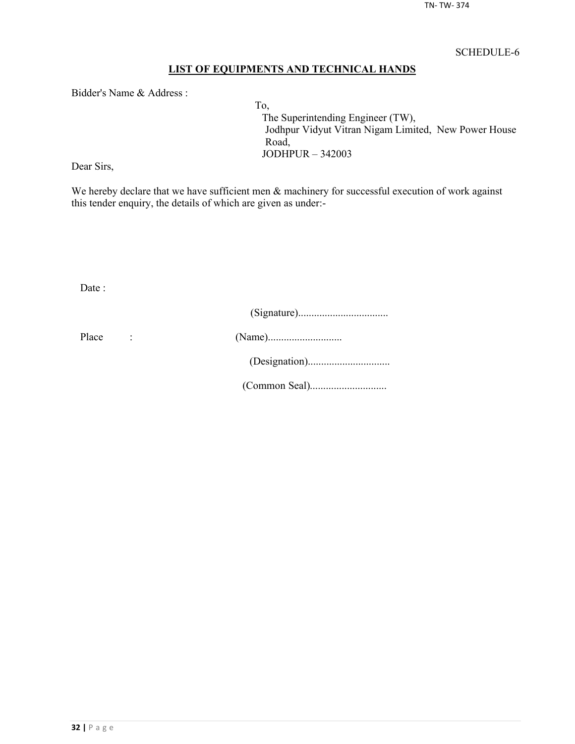SCHEDULE-6

## LIST OF EQUIPMENTS AND TECHNICAL HANDS

Bidder's Name & Address :

To,
The Superintending Engineer (TW),
Jodhpur Vidyut Vitran Nigam Limited, New Power House Road,
JODHPUR – 342003

Dear Sirs,

We hereby declare that we have sufficient men & machinery for successful execution of work against this tender enquiry, the details of which are given as under:-

Date :

(Signature)..................................

Place :

(Name)............................

(Designation)...............................

(Common Seal).............................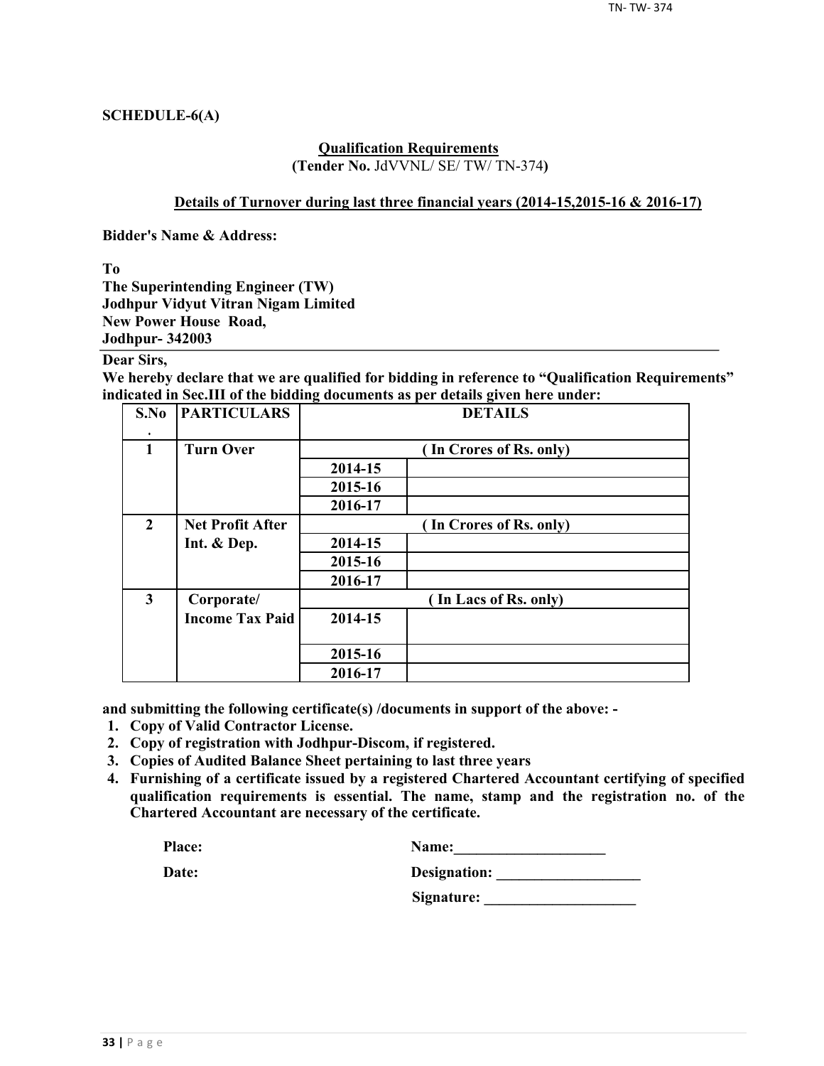**SCHEDULE-6(A)**

**Qualification Requirements**

**(Tender No.** JdVVNL/ SE/ TW/ TN-374**)**

**Details of Turnover during last three financial years (2014-15,2015-16 & 2016-17)**

**Bidder's Name & Address:**

**To**
**The Superintending Engineer (TW)**
**Jodhpur Vidyut Vitran Nigam Limited**
**New Power House Road,**
**Jodhpur- 342003**

**Dear Sirs,**

**We hereby declare that we are qualified for bidding in reference to "Qualification Requirements" indicated in Sec.III of the bidding documents as per details given here under:**

| S.No. | PARTICULARS | DETAILS | |
|---|---|---|---|
| 1 | Turn Over | ( In Crores of Rs. only) | |
| | | 2014-15 | |
| | | 2015-16 | |
| | | 2016-17 | |
| 2 | Net Profit After Int. & Dep. | ( In Crores of Rs. only) | |
| | | 2014-15 | |
| | | 2015-16 | |
| | | 2016-17 | |
| 3 | Corporate/ Income Tax Paid | ( In Lacs of Rs. only) | |
| | | 2014-15 | |
| | | 2015-16 | |
| | | 2016-17 | |

**and submitting the following certificate(s) /documents in support of the above: -**

1. **Copy of Valid Contractor License.**
2. **Copy of registration with Jodhpur-Discom, if registered.**
3. **Copies of Audited Balance Sheet pertaining to last three years**
4. **Furnishing of a certificate issued by a registered Chartered Accountant certifying of specified qualification requirements is essential. The name, stamp and the registration no. of the Chartered Accountant are necessary of the certificate.**

**Place:** **Name:____________________**

**Date:** **Designation: ___________________**

**Signature: ____________________**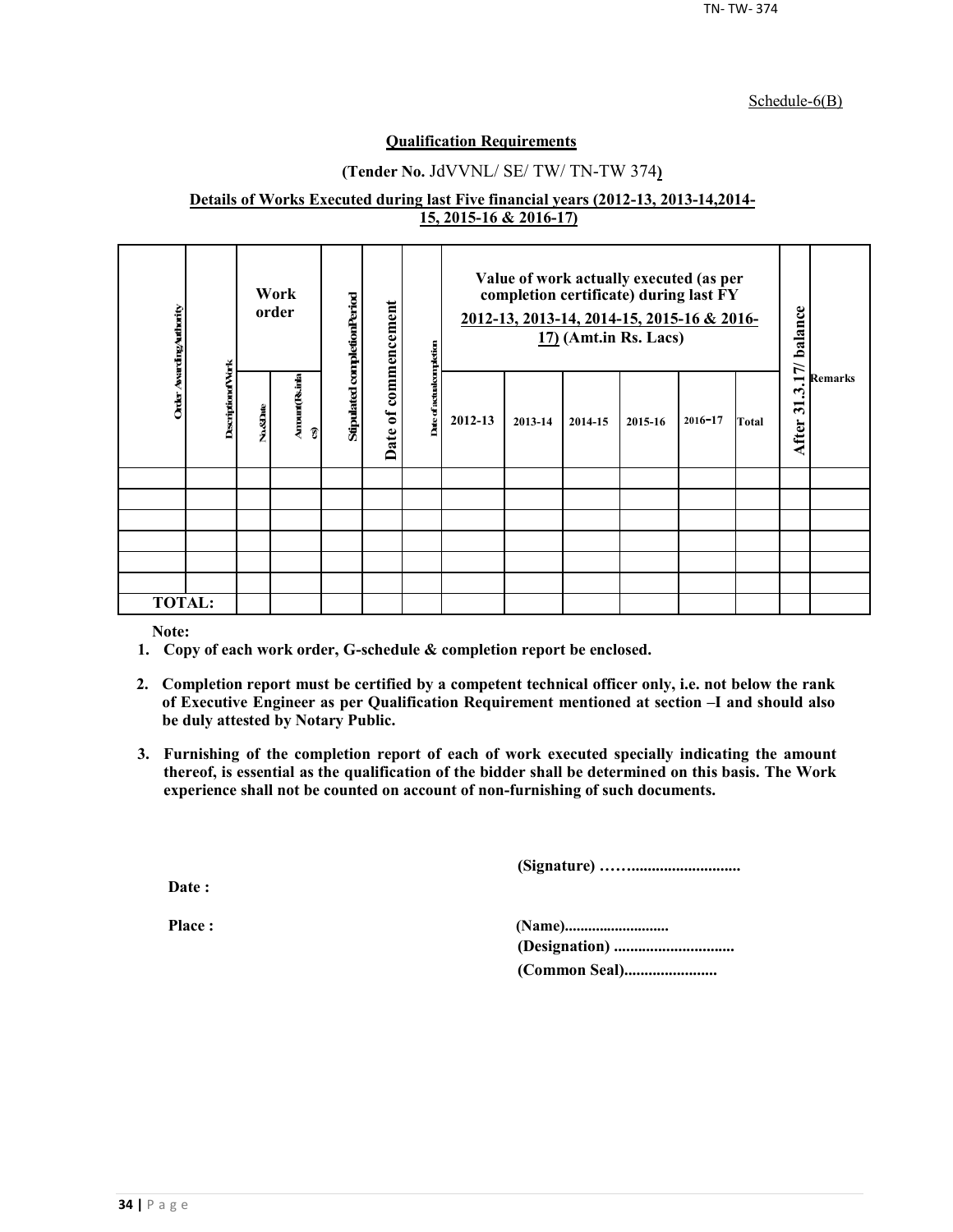Schedule-6(B)

**Qualification Requirements**

**(Tender No.** JdVVNL/ SE/ TW/ TN-TW 374**)**

**Details of Works Executed during last Five financial years (2012-13, 2013-14,2014-15, 2015-16 & 2016-17)**

| Order Awarding Authority | Description of Work | Work order | | Stipulated completion Period | Date of commencement | Date of actual completion | Value of work actually executed (as per completion certificate) during last FY 2012-13, 2013-14, 2014-15, 2015-16 & 2016-17) (Amt.in Rs. Lacs) | | | | | | After 31.3.17/ balance | Remarks |
|---|---|---|---|---|---|---|---|---|---|---|---|---|---|---|
| | | No.&Date | Amount(Rs.in lacs) | | | | 2012-13 | 2013-14 | 2014-15 | 2015-16 | 2016-17 | Total | | |
| | | | | | | | | | | | | | | |
| | | | | | | | | | | | | | | |
| | | | | | | | | | | | | | | |
| | | | | | | | | | | | | | | |
| | | | | | | | | | | | | | | |
| | | | | | | | | | | | | | | |
| **TOTAL:** | | | | | | | | | | | | | | |

**Note:**

1. **Copy of each work order, G-schedule & completion report be enclosed.**
2. **Completion report must be certified by a competent technical officer only, i.e. not below the rank of Executive Engineer as per Qualification Requirement mentioned at section –I and should also be duly attested by Notary Public.**
3. **Furnishing of the completion report of each of work executed specially indicating the amount thereof, is essential as the qualification of the bidder shall be determined on this basis. The Work experience shall not be counted on account of non-furnishing of such documents.**

**(Signature) ……...........................**

**Date :**

**Place :**

**(Name)..........................**

**(Designation) .............................**

**(Common Seal).......................**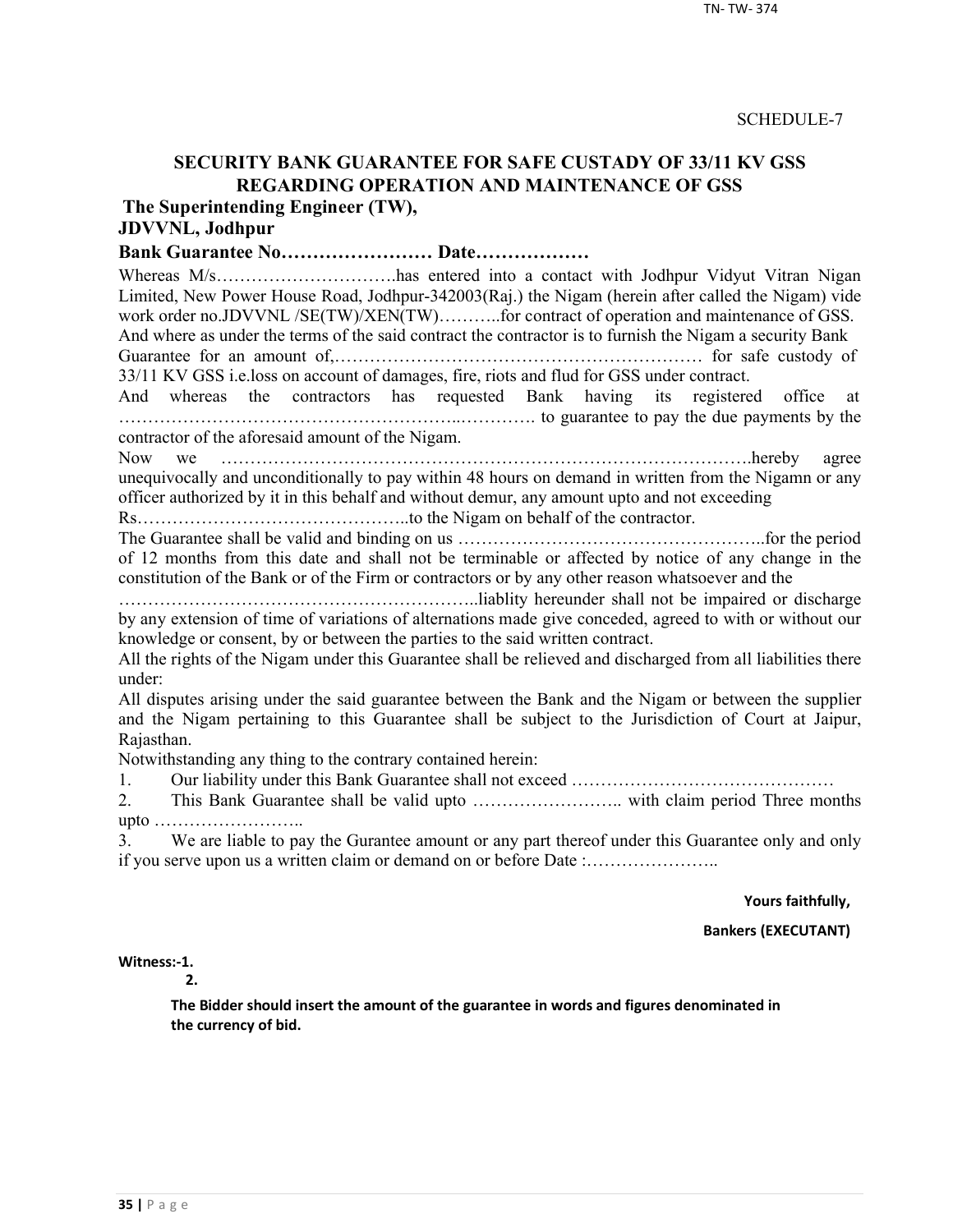SCHEDULE-7

## SECURITY BANK GUARANTEE FOR SAFE CUSTADY OF 33/11 KV GSS REGARDING OPERATION AND MAINTENANCE OF GSS

**The Superintending Engineer (TW),**
**JDVVNL, Jodhpur**

**Bank Guarantee No…………………… Date………………**

Whereas M/s…………………………has entered into a contact with Jodhpur Vidyut Vitran Nigan Limited, New Power House Road, Jodhpur-342003(Raj.) the Nigam (herein after called the Nigam) vide work order no.JDVVNL /SE(TW)/XEN(TW)………..for contract of operation and maintenance of GSS. And where as under the terms of the said contract the contractor is to furnish the Nigam a security Bank Guarantee for an amount of,……………………………………………………… for safe custody of 33/11 KV GSS i.e.loss on account of damages, fire, riots and flud for GSS under contract.

And whereas the contractors has requested Bank having its registered office at ……………………………………………..…………. to guarantee to pay the due payments by the contractor of the aforesaid amount of the Nigam.

Now we …………………………………………………………………………….hereby agree unequivocally and unconditionally to pay within 48 hours on demand in written from the Nigamn or any officer authorized by it in this behalf and without demur, any amount upto and not exceeding Rs………………………………………..to the Nigam on behalf of the contractor.

The Guarantee shall be valid and binding on us ……………………………………………..for the period of 12 months from this date and shall not be terminable or affected by notice of any change in the constitution of the Bank or of the Firm or contractors or by any other reason whatsoever and the …………………………………………………..liablity hereunder shall not be impaired or discharge by any extension of time of variations of alternations made give conceded, agreed to with or without our knowledge or consent, by or between the parties to the said written contract.

All the rights of the Nigam under this Guarantee shall be relieved and discharged from all liabilities there under:

All disputes arising under the said guarantee between the Bank and the Nigam or between the supplier and the Nigam pertaining to this Guarantee shall be subject to the Jurisdiction of Court at Jaipur, Rajasthan.

Notwithstanding any thing to the contrary contained herein:

1. Our liability under this Bank Guarantee shall not exceed ………………………………………
2. This Bank Guarantee shall be valid upto …………………….. with claim period Three months upto ……………………..
3. We are liable to pay the Gurantee amount or any part thereof under this Guarantee only and only if you serve upon us a written claim or demand on or before Date :…………………..

**Yours faithfully,**

**Bankers (EXECUTANT)**

**Witness:-1.**
**2.**

**The Bidder should insert the amount of the guarantee in words and figures denominated in the currency of bid.**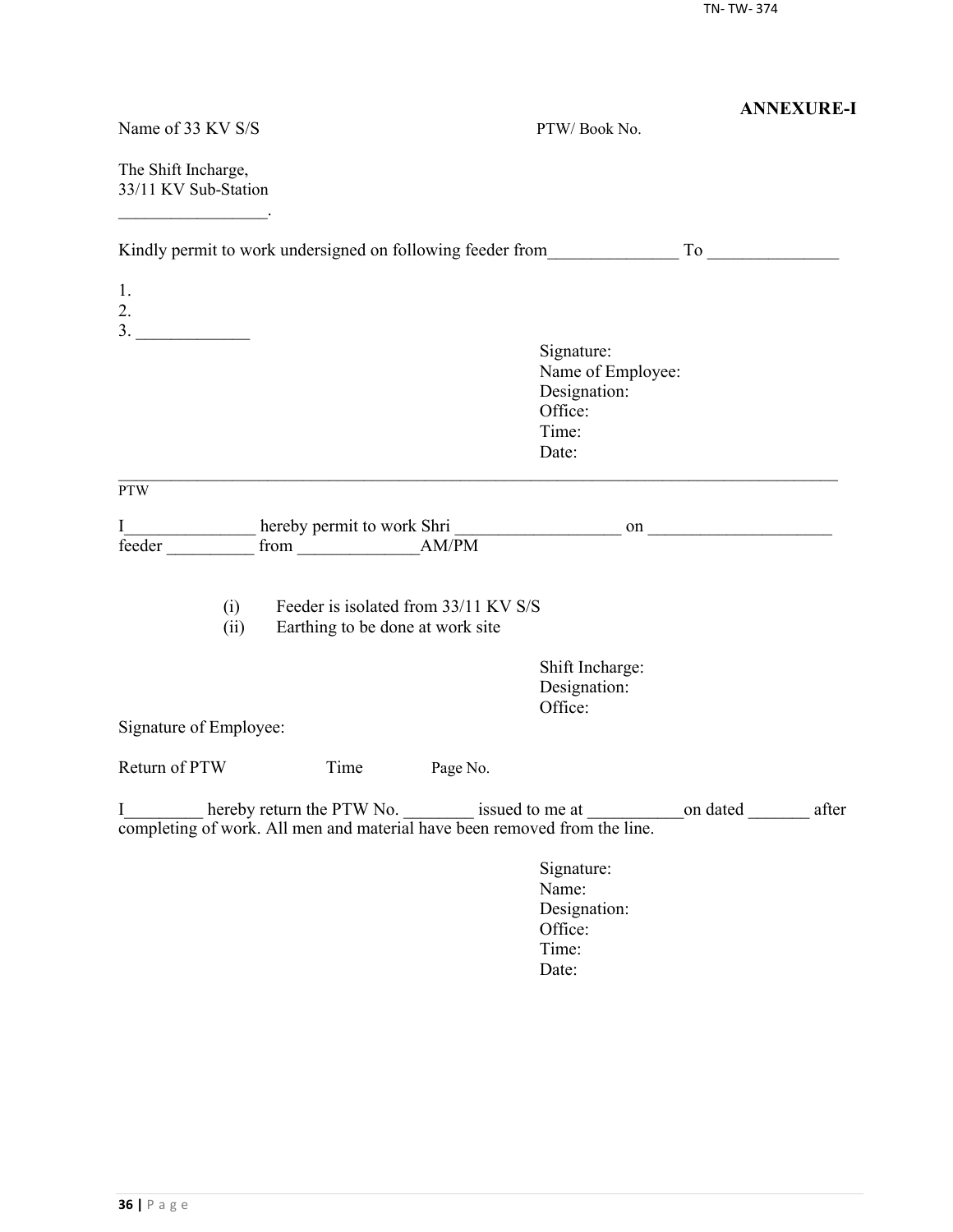**ANNEXURE-I**

Name of 33 KV S/S PTW/ Book No.

The Shift Incharge,
33/11 KV Sub-Station
_________________.

Kindly permit to work undersigned on following feeder from_______________ To _______________

1.
2.
3. _____________

Signature:
Name of Employee:
Designation:
Office:
Time:
Date:

---

PTW

I_______________ hereby permit to work Shri ___________________ on _____________________ feeder __________ from ______________AM/PM

(i) Feeder is isolated from 33/11 KV S/S
(ii) Earthing to be done at work site

Shift Incharge:
Designation:
Office:

Signature of Employee:

Return of PTW Time Page No.

I_________ hereby return the PTW No. ________ issued to me at ___________on dated _______ after completing of work. All men and material have been removed from the line.

Signature:
Name:
Designation:
Office:
Time:
Date: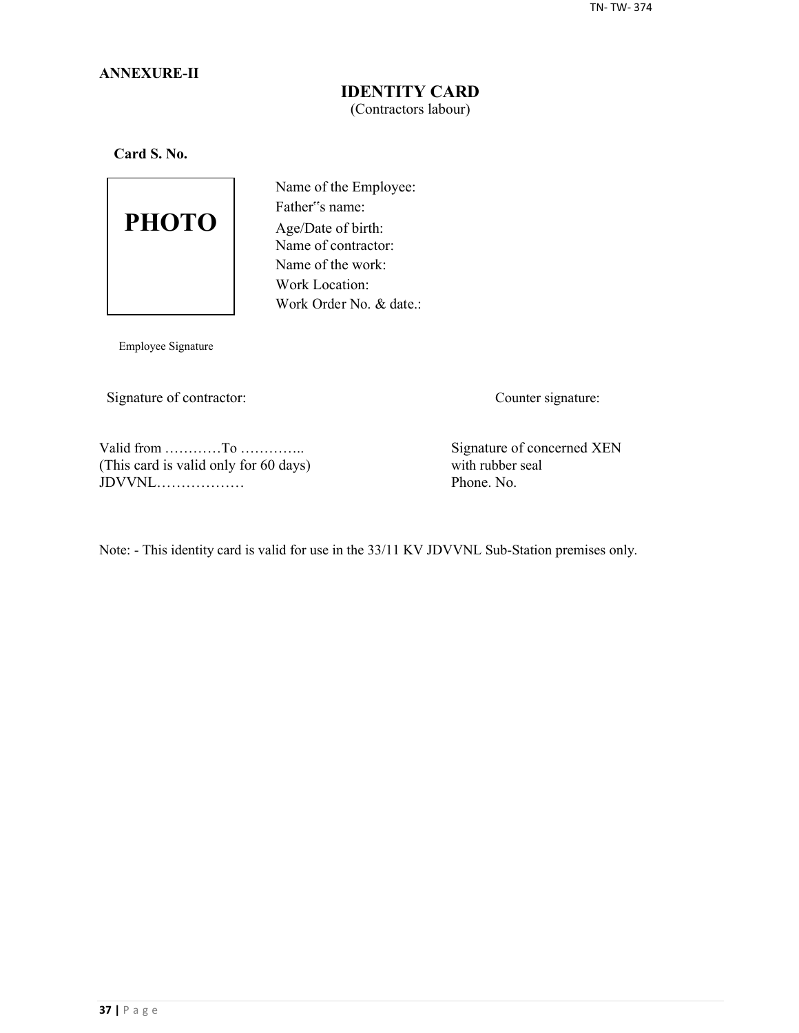**ANNEXURE-II**

# IDENTITY CARD

(Contractors labour)

**Card S. No.**

PHOTO

Name of the Employee:
Father‟s name:
Age/Date of birth:
Name of contractor:
Name of the work:
Work Location:
Work Order No. & date.:

Employee Signature

Signature of contractor:

Counter signature:

Valid from …………To …………..
(This card is valid only for 60 days)
JDVVNL………………

Signature of concerned XEN
with rubber seal
Phone. No.

Note: - This identity card is valid for use in the 33/11 KV JDVVNL Sub-Station premises only.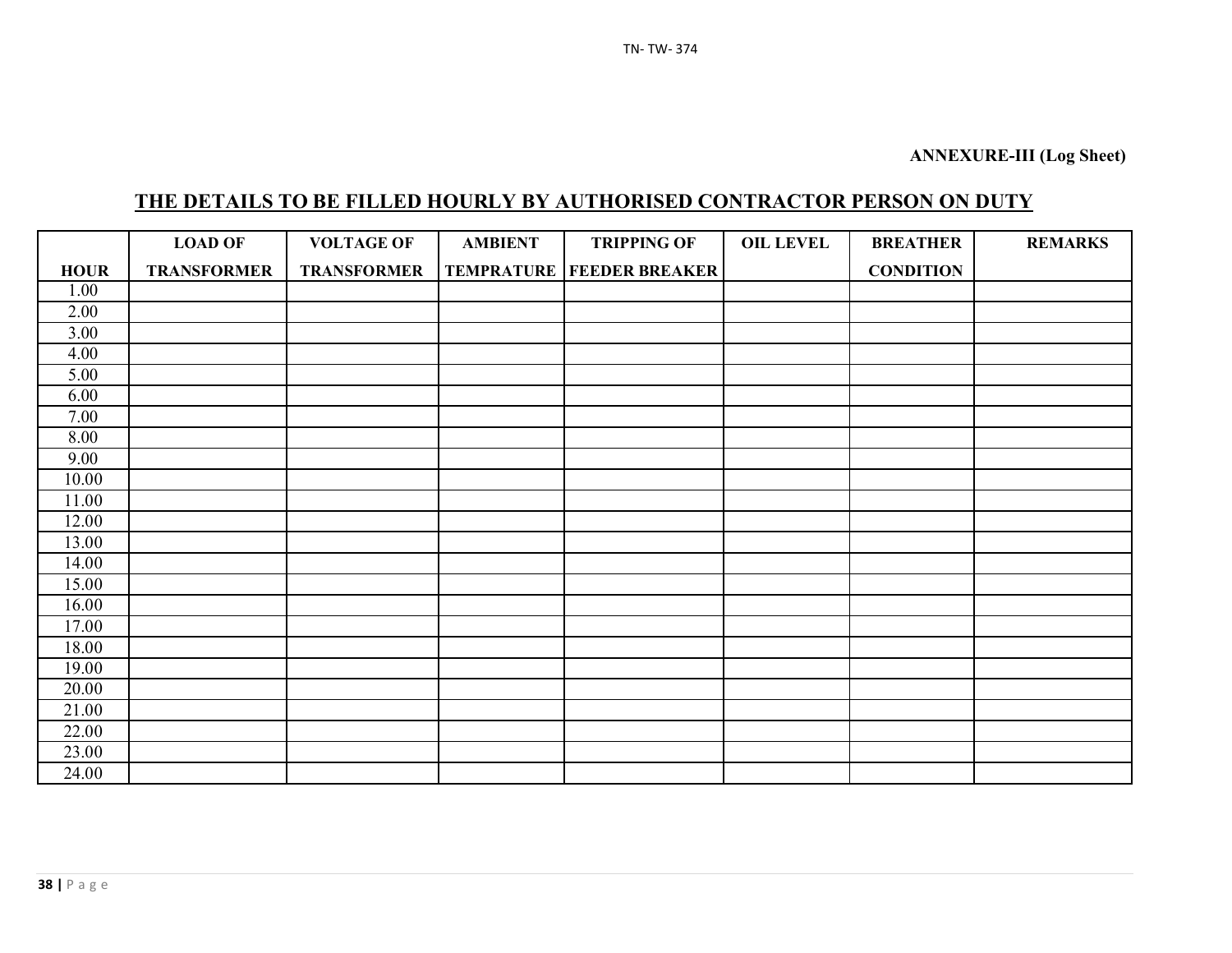**ANNEXURE-III (Log Sheet)**

## THE DETAILS TO BE FILLED HOURLY BY AUTHORISED CONTRACTOR PERSON ON DUTY

| HOUR | LOAD OF TRANSFORMER | VOLTAGE OF TRANSFORMER | AMBIENT TEMPRATURE | TRIPPING OF FEEDER BREAKER | OIL LEVEL | BREATHER CONDITION | REMARKS |
|---|---|---|---|---|---|---|---|
| 1.00 | | | | | | | |
| 2.00 | | | | | | | |
| 3.00 | | | | | | | |
| 4.00 | | | | | | | |
| 5.00 | | | | | | | |
| 6.00 | | | | | | | |
| 7.00 | | | | | | | |
| 8.00 | | | | | | | |
| 9.00 | | | | | | | |
| 10.00 | | | | | | | |
| 11.00 | | | | | | | |
| 12.00 | | | | | | | |
| 13.00 | | | | | | | |
| 14.00 | | | | | | | |
| 15.00 | | | | | | | |
| 16.00 | | | | | | | |
| 17.00 | | | | | | | |
| 18.00 | | | | | | | |
| 19.00 | | | | | | | |
| 20.00 | | | | | | | |
| 21.00 | | | | | | | |
| 22.00 | | | | | | | |
| 23.00 | | | | | | | |
| 24.00 | | | | | | | |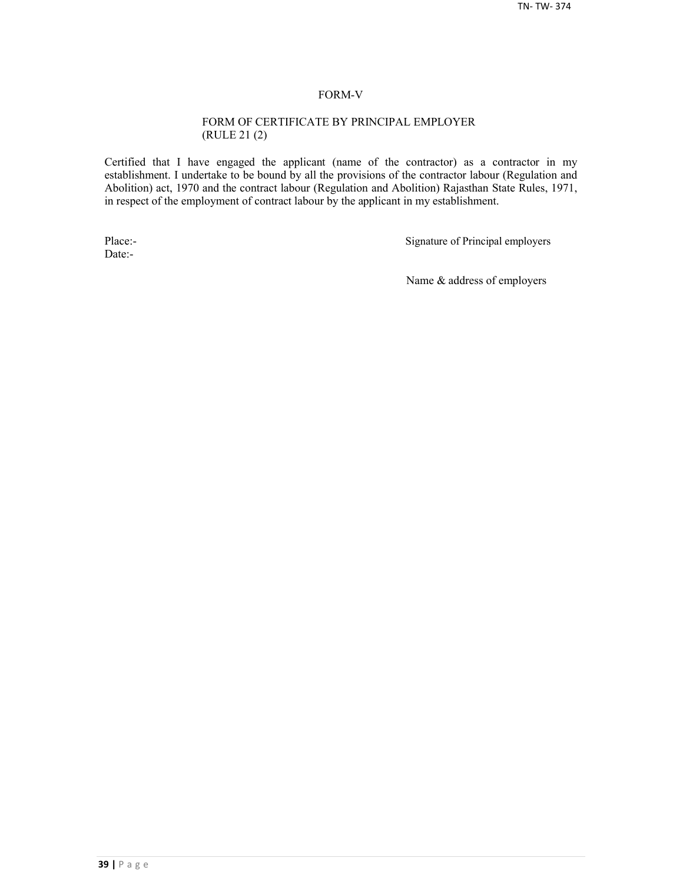# FORM-V

## FORM OF CERTIFICATE BY PRINCIPAL EMPLOYER
(RULE 21 (2)

Certified that I have engaged the applicant (name of the contractor) as a contractor in my establishment. I undertake to be bound by all the provisions of the contractor labour (Regulation and Abolition) act, 1970 and the contract labour (Regulation and Abolition) Rajasthan State Rules, 1971, in respect of the employment of contract labour by the applicant in my establishment.

Place:-
Date:-

Signature of Principal employers

Name & address of employers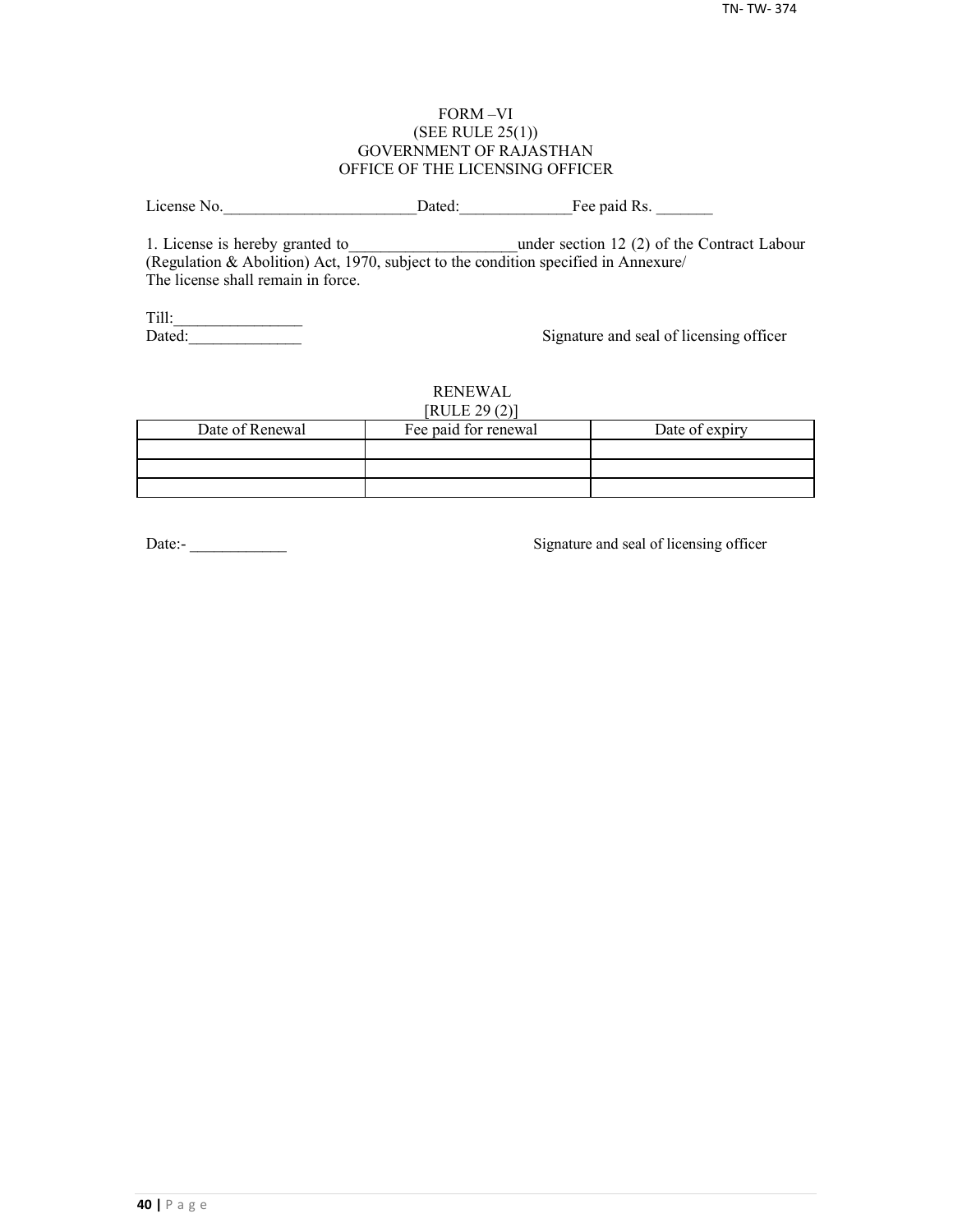FORM –VI
(SEE RULE 25(1))
GOVERNMENT OF RAJASTHAN
OFFICE OF THE LICENSING OFFICER

License No.________________________Dated:______________Fee paid Rs. _______

1. License is hereby granted to_____________________under section 12 (2) of the Contract Labour (Regulation & Abolition) Act, 1970, subject to the condition specified in Annexure/
The license shall remain in force.

Till:________________
Dated:______________

Signature and seal of licensing officer

RENEWAL
[RULE 29 (2)]

| Date of Renewal | Fee paid for renewal | Date of expiry |
|---|---|---|
| | | |
| | | |
| | | |

Date:- ____________

Signature and seal of licensing officer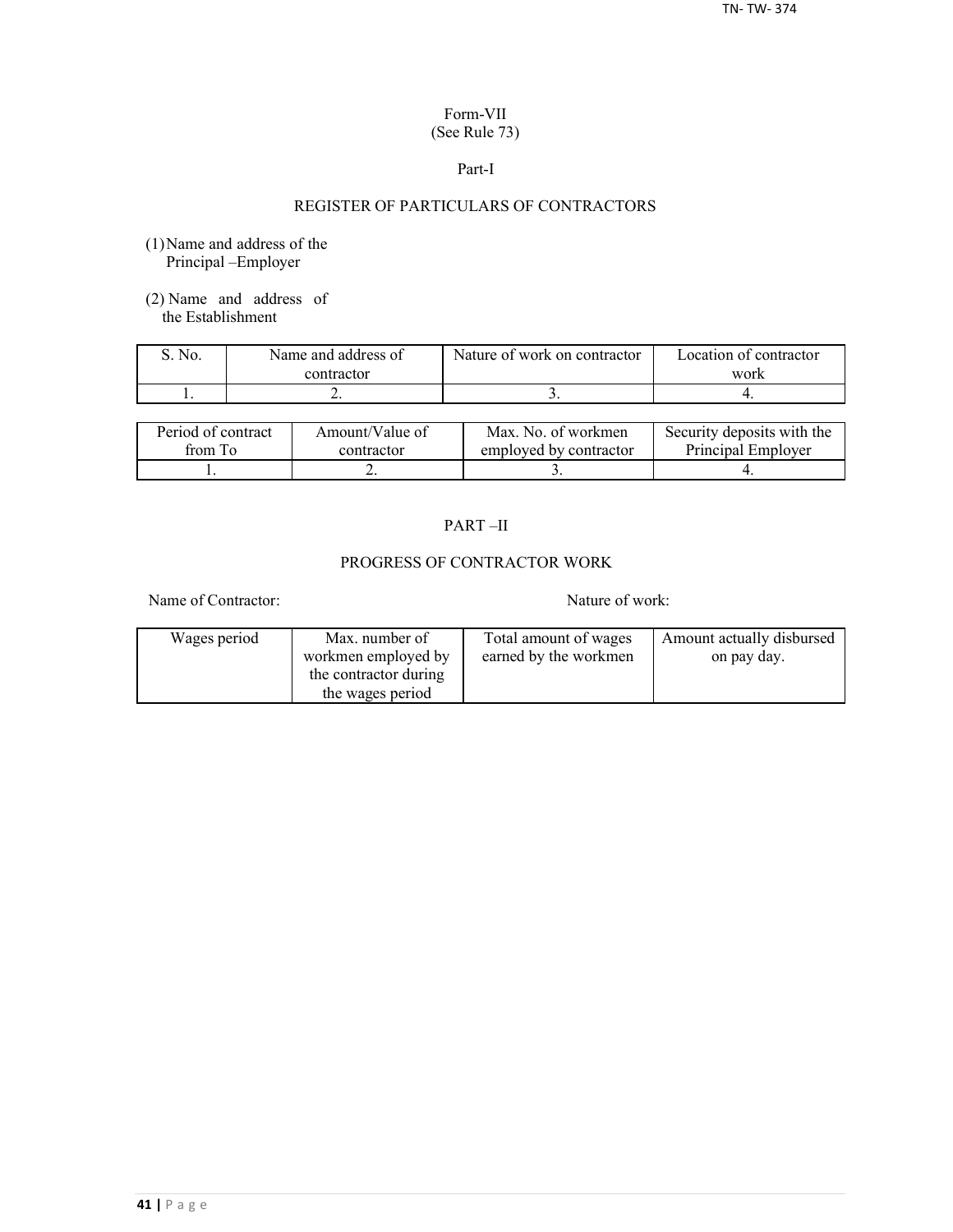Form-VII
(See Rule 73)

Part-I

## REGISTER OF PARTICULARS OF CONTRACTORS

(1) Name and address of the Principal –Employer

(2) Name and address of the Establishment

| S. No. | Name and address of contractor | Nature of work on contractor | Location of contractor work |
|---|---|---|---|
| 1. | 2. | 3. | 4. |

| Period of contract from To | Amount/Value of contractor | Max. No. of workmen employed by contractor | Security deposits with the Principal Employer |
|---|---|---|---|
| 1. | 2. | 3. | 4. |

PART –II

## PROGRESS OF CONTRACTOR WORK

Name of Contractor: Nature of work:

| Wages period | Max. number of workmen employed by the contractor during the wages period | Total amount of wages earned by the workmen | Amount actually disbursed on pay day. |
|---|---|---|---|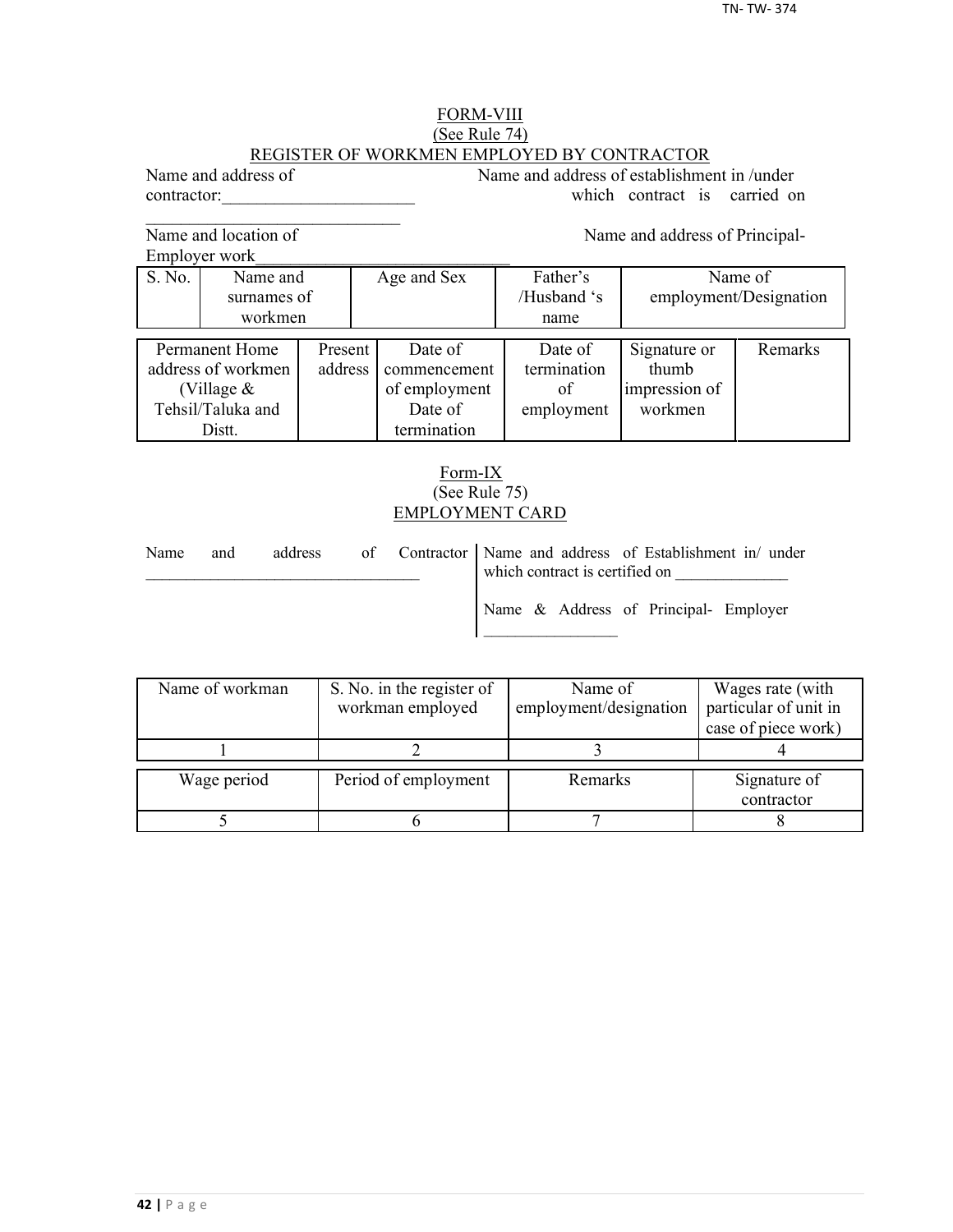## FORM-VIII

(See Rule 74)

### REGISTER OF WORKMEN EMPLOYED BY CONTRACTOR

Name and address of contractor:______________________ ______________________________

Name and address of establishment in /under which contract is carried on

Name and location of Employer work______________________________

Name and address of Principal-

| S. No. | Name and surnames of workmen | Age and Sex | Father's /Husband 's name | Name of employment/Designation |
|---|---|---|---|---|

| Permanent Home address of workmen (Village & Tehsil/Taluka and Distt. | Present address | Date of commencement of employment Date of termination | Date of termination of employment | Signature or thumb impression of workmen | Remarks |
|---|---|---|---|---|---|

## Form-IX

(See Rule 75)

### EMPLOYMENT CARD

Name and address of Contractor _________________________________

Name and address of Establishment in/ under which contract is certified on _____________

Name & Address of Principal- Employer ________________

| Name of workman | S. No. in the register of workman employed | Name of employment/designation | Wages rate (with particular of unit in case of piece work) |
|---|---|---|---|
| 1 | 2 | 3 | 4 |

| Wage period | Period of employment | Remarks | Signature of contractor |
|---|---|---|---|
| 5 | 6 | 7 | 8 |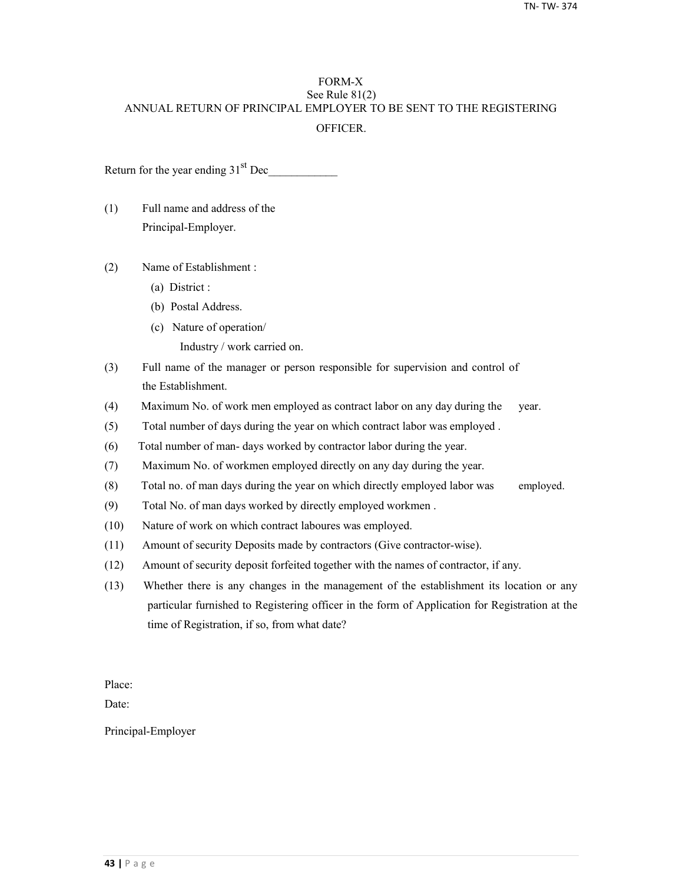# FORM-X

See Rule 81(2)

ANNUAL RETURN OF PRINCIPAL EMPLOYER TO BE SENT TO THE REGISTERING OFFICER.

Return for the year ending 31st Dec____________

(1) Full name and address of the Principal-Employer.

(2) Name of Establishment :

   (a) District :

   (b) Postal Address.

   (c) Nature of operation/ Industry / work carried on.

(3) Full name of the manager or person responsible for supervision and control of the Establishment.

(4) Maximum No. of work men employed as contract labor on any day during the year.

(5) Total number of days during the year on which contract labor was employed .

(6) Total number of man- days worked by contractor labor during the year.

(7) Maximum No. of workmen employed directly on any day during the year.

(8) Total no. of man days during the year on which directly employed labor was employed.

(9) Total No. of man days worked by directly employed workmen .

(10) Nature of work on which contract laboures was employed.

(11) Amount of security Deposits made by contractors (Give contractor-wise).

(12) Amount of security deposit forfeited together with the names of contractor, if any.

(13) Whether there is any changes in the management of the establishment its location or any particular furnished to Registering officer in the form of Application for Registration at the time of Registration, if so, from what date?

Place:

Date:

Principal-Employer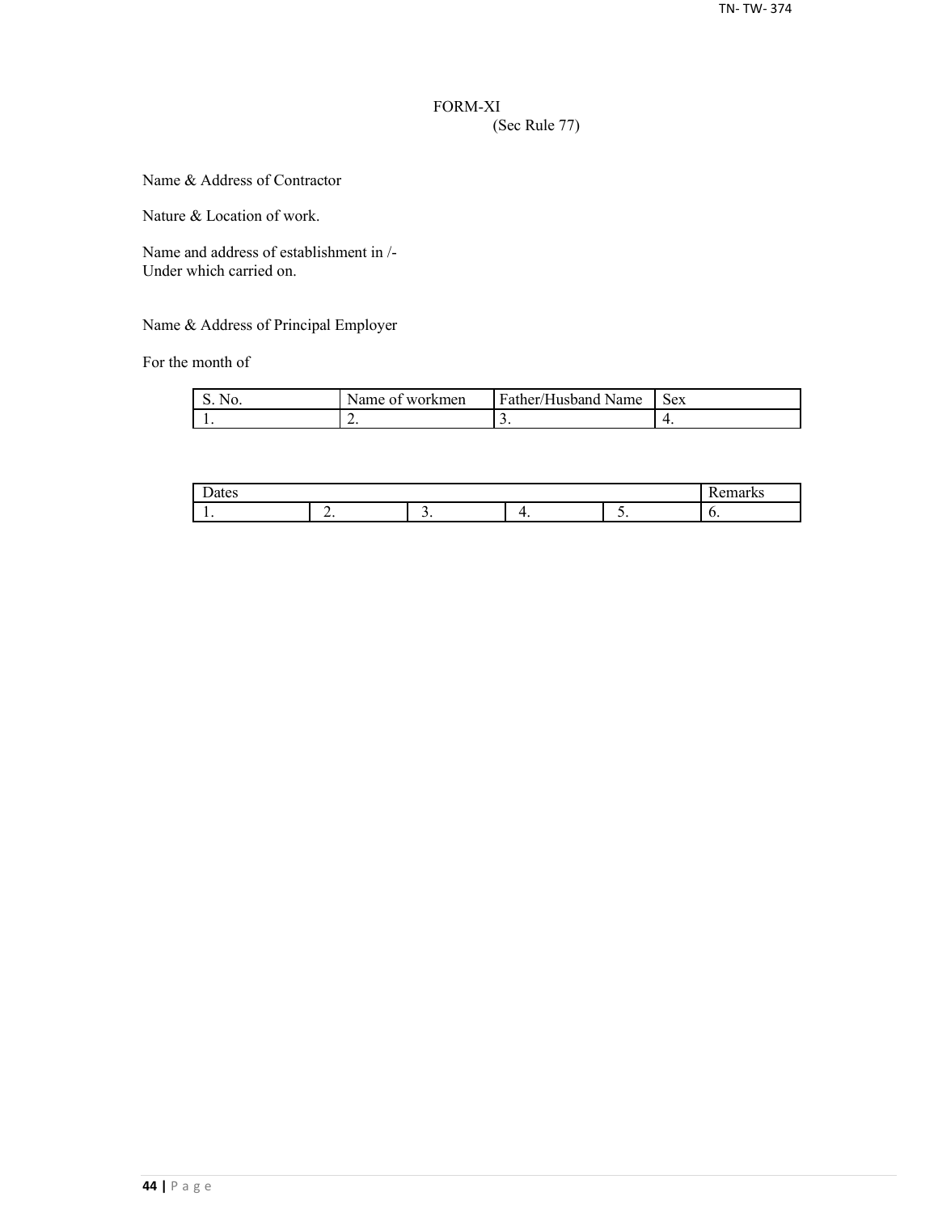FORM-XI

(Sec Rule 77)

Name & Address of Contractor

Nature & Location of work.

Name and address of establishment in /-
Under which carried on.

Name & Address of Principal Employer

For the month of

| S. No. | Name of workmen | Father/Husband Name | Sex |
|---|---|---|---|
| 1. | 2. | 3. | 4. |

| Dates | | | | | Remarks |
|---|---|---|---|---|---|
| 1. | 2. | 3. | 4. | 5. | 6. |